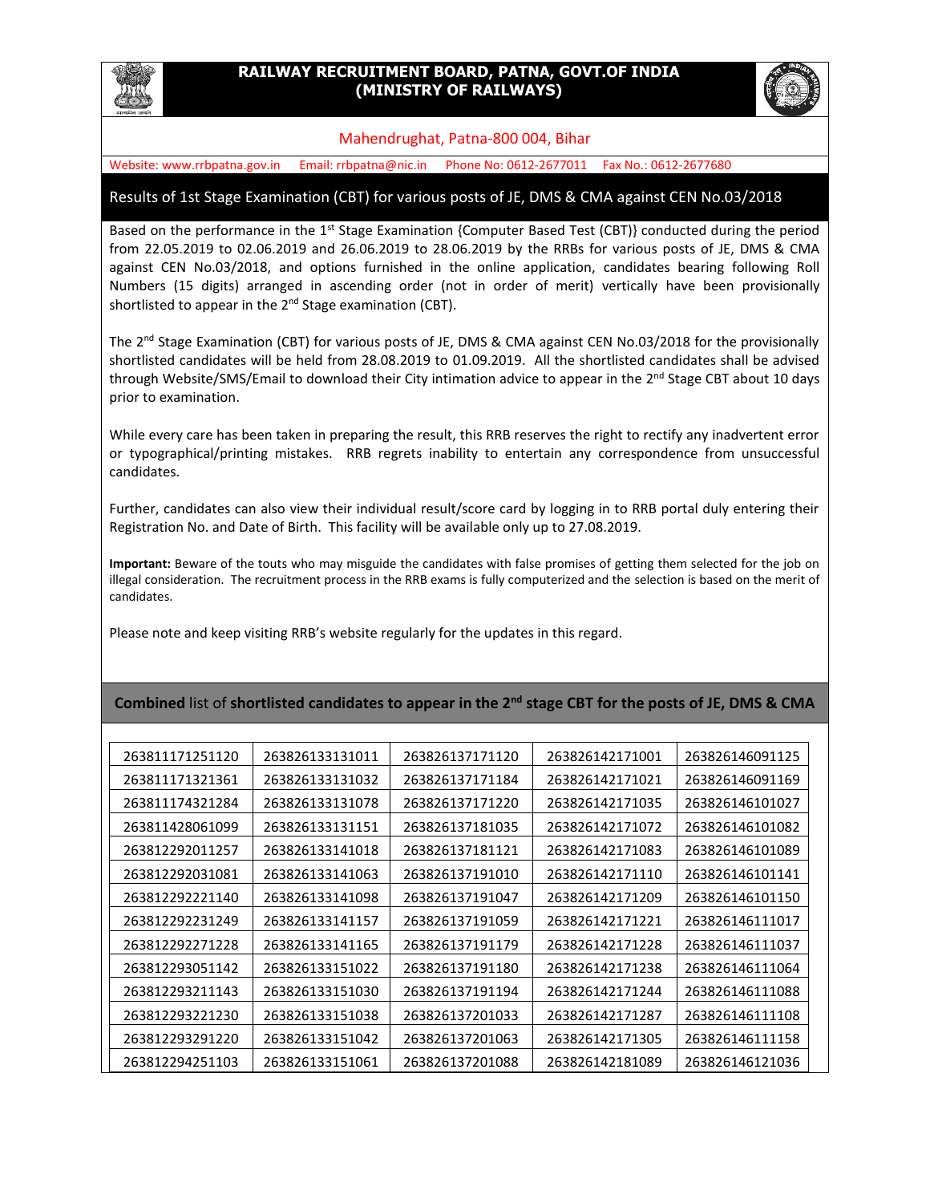# RAILWAY RECRUITMENT BOARD, PATNA, GOVT.OF INDIA
## (MINISTRY OF RAILWAYS)

Mahendrughat, Patna-800 004, Bihar

Website: www.rrbpatna.gov.in Email: rrbpatna@nic.in Phone No: 0612-2677011 Fax No.: 0612-2677680

## Results of 1st Stage Examination (CBT) for various posts of JE, DMS & CMA against CEN No.03/2018

Based on the performance in the 1st Stage Examination {Computer Based Test (CBT)} conducted during the period from 22.05.2019 to 02.06.2019 and 26.06.2019 to 28.06.2019 by the RRBs for various posts of JE, DMS & CMA against CEN No.03/2018, and options furnished in the online application, candidates bearing following Roll Numbers (15 digits) arranged in ascending order (not in order of merit) vertically have been provisionally shortlisted to appear in the 2nd Stage examination (CBT).

The 2nd Stage Examination (CBT) for various posts of JE, DMS & CMA against CEN No.03/2018 for the provisionally shortlisted candidates will be held from 28.08.2019 to 01.09.2019. All the shortlisted candidates shall be advised through Website/SMS/Email to download their City intimation advice to appear in the 2nd Stage CBT about 10 days prior to examination.

While every care has been taken in preparing the result, this RRB reserves the right to rectify any inadvertent error or typographical/printing mistakes. RRB regrets inability to entertain any correspondence from unsuccessful candidates.

Further, candidates can also view their individual result/score card by logging in to RRB portal duly entering their Registration No. and Date of Birth. This facility will be available only up to 27.08.2019.

**Important:** Beware of the touts who may misguide the candidates with false promises of getting them selected for the job on illegal consideration. The recruitment process in the RRB exams is fully computerized and the selection is based on the merit of candidates.

Please note and keep visiting RRB's website regularly for the updates in this regard.

### **Combined** list of **shortlisted candidates to appear in the 2nd stage CBT for the posts of JE, DMS & CMA**

| | | | | |
|---|---|---|---|---|
| 263811171251120 | 263826133131011 | 263826137171120 | 263826142171001 | 263826146091125 |
| 263811171321361 | 263826133131032 | 263826137171184 | 263826142171021 | 263826146091169 |
| 263811174321284 | 263826133131078 | 263826137171220 | 263826142171035 | 263826146101027 |
| 263811428061099 | 263826133131151 | 263826137181035 | 263826142171072 | 263826146101082 |
| 263812292011257 | 263826133141018 | 263826137181121 | 263826142171083 | 263826146101089 |
| 263812292031081 | 263826133141063 | 263826137191010 | 263826142171110 | 263826146101141 |
| 263812292221140 | 263826133141098 | 263826137191047 | 263826142171209 | 263826146101150 |
| 263812292231249 | 263826133141157 | 263826137191059 | 263826142171221 | 263826146111017 |
| 263812292271228 | 263826133141165 | 263826137191179 | 263826142171228 | 263826146111037 |
| 263812293051142 | 263826133151022 | 263826137191180 | 263826142171238 | 263826146111064 |
| 263812293211143 | 263826133151030 | 263826137191194 | 263826142171244 | 263826146111088 |
| 263812293221230 | 263826133151038 | 263826137201033 | 263826142171287 | 263826146111108 |
| 263812293291220 | 263826133151042 | 263826137201063 | 263826142171305 | 263826146111158 |
| 263812294251103 | 263826133151061 | 263826137201088 | 263826142181089 | 263826146121036 |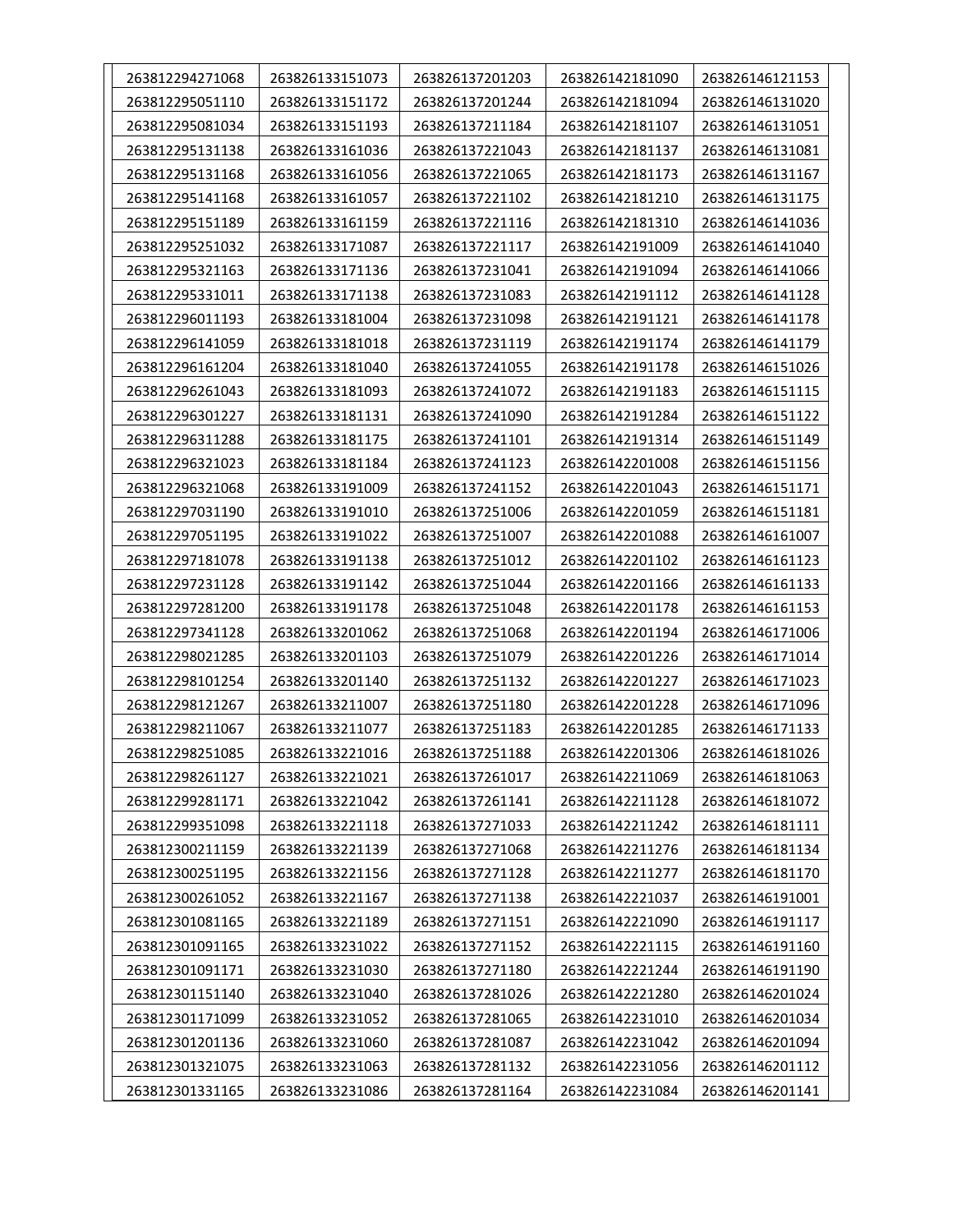| | | | | |
|---|---|---|---|---|
| 263812294271068 | 263826133151073 | 263826137201203 | 263826142181090 | 263826146121153 |
| 263812295051110 | 263826133151172 | 263826137201244 | 263826142181094 | 263826146131020 |
| 263812295081034 | 263826133151193 | 263826137211184 | 263826142181107 | 263826146131051 |
| 263812295131138 | 263826133161036 | 263826137221043 | 263826142181137 | 263826146131081 |
| 263812295131168 | 263826133161056 | 263826137221065 | 263826142181173 | 263826146131167 |
| 263812295141168 | 263826133161057 | 263826137221102 | 263826142181210 | 263826146131175 |
| 263812295151189 | 263826133161159 | 263826137221116 | 263826142181310 | 263826146141036 |
| 263812295251032 | 263826133171087 | 263826137221117 | 263826142191009 | 263826146141040 |
| 263812295321163 | 263826133171136 | 263826137231041 | 263826142191094 | 263826146141066 |
| 263812295331011 | 263826133171138 | 263826137231083 | 263826142191112 | 263826146141128 |
| 263812296011193 | 263826133181004 | 263826137231098 | 263826142191121 | 263826146141178 |
| 263812296141059 | 263826133181018 | 263826137231119 | 263826142191174 | 263826146141179 |
| 263812296161204 | 263826133181040 | 263826137241055 | 263826142191178 | 263826146151026 |
| 263812296261043 | 263826133181093 | 263826137241072 | 263826142191183 | 263826146151115 |
| 263812296301227 | 263826133181131 | 263826137241090 | 263826142191284 | 263826146151122 |
| 263812296311288 | 263826133181175 | 263826137241101 | 263826142191314 | 263826146151149 |
| 263812296321023 | 263826133181184 | 263826137241123 | 263826142201008 | 263826146151156 |
| 263812296321068 | 263826133191009 | 263826137241152 | 263826142201043 | 263826146151171 |
| 263812297031190 | 263826133191010 | 263826137251006 | 263826142201059 | 263826146151181 |
| 263812297051195 | 263826133191022 | 263826137251007 | 263826142201088 | 263826146161007 |
| 263812297181078 | 263826133191138 | 263826137251012 | 263826142201102 | 263826146161123 |
| 263812297231128 | 263826133191142 | 263826137251044 | 263826142201166 | 263826146161133 |
| 263812297281200 | 263826133191178 | 263826137251048 | 263826142201178 | 263826146161153 |
| 263812297341128 | 263826133201062 | 263826137251068 | 263826142201194 | 263826146171006 |
| 263812298021285 | 263826133201103 | 263826137251079 | 263826142201226 | 263826146171014 |
| 263812298101254 | 263826133201140 | 263826137251132 | 263826142201227 | 263826146171023 |
| 263812298121267 | 263826133211007 | 263826137251180 | 263826142201228 | 263826146171096 |
| 263812298211067 | 263826133211077 | 263826137251183 | 263826142201285 | 263826146171133 |
| 263812298251085 | 263826133221016 | 263826137251188 | 263826142201306 | 263826146181026 |
| 263812298261127 | 263826133221021 | 263826137261017 | 263826142211069 | 263826146181063 |
| 263812299281171 | 263826133221042 | 263826137261141 | 263826142211128 | 263826146181072 |
| 263812299351098 | 263826133221118 | 263826137271033 | 263826142211242 | 263826146181111 |
| 263812300211159 | 263826133221139 | 263826137271068 | 263826142211276 | 263826146181134 |
| 263812300251195 | 263826133221156 | 263826137271128 | 263826142211277 | 263826146181170 |
| 263812300261052 | 263826133221167 | 263826137271138 | 263826142221037 | 263826146191001 |
| 263812301081165 | 263826133221189 | 263826137271151 | 263826142221090 | 263826146191117 |
| 263812301091165 | 263826133231022 | 263826137271152 | 263826142221115 | 263826146191160 |
| 263812301091171 | 263826133231030 | 263826137271180 | 263826142221244 | 263826146191190 |
| 263812301151140 | 263826133231040 | 263826137281026 | 263826142221280 | 263826146201024 |
| 263812301171099 | 263826133231052 | 263826137281065 | 263826142231010 | 263826146201034 |
| 263812301201136 | 263826133231060 | 263826137281087 | 263826142231042 | 263826146201094 |
| 263812301321075 | 263826133231063 | 263826137281132 | 263826142231056 | 263826146201112 |
| 263812301331165 | 263826133231086 | 263826137281164 | 263826142231084 | 263826146201141 |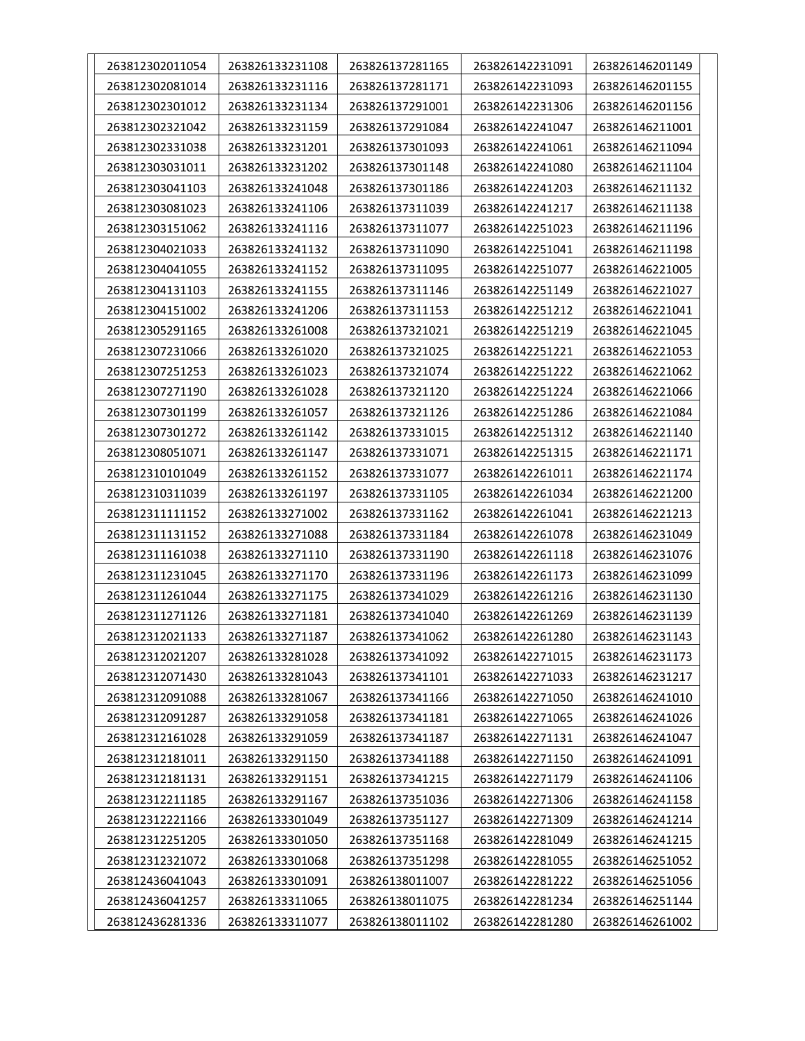| | | | | |
|---|---|---|---|---|
| 263812302011054 | 263826133231108 | 263826137281165 | 263826142231091 | 263826146201149 |
| 263812302081014 | 263826133231116 | 263826137281171 | 263826142231093 | 263826146201155 |
| 263812302301012 | 263826133231134 | 263826137291001 | 263826142231306 | 263826146201156 |
| 263812302321042 | 263826133231159 | 263826137291084 | 263826142241047 | 263826146211001 |
| 263812302331038 | 263826133231201 | 263826137301093 | 263826142241061 | 263826146211094 |
| 263812303031011 | 263826133231202 | 263826137301148 | 263826142241080 | 263826146211104 |
| 263812303041103 | 263826133241048 | 263826137301186 | 263826142241203 | 263826146211132 |
| 263812303081023 | 263826133241106 | 263826137311039 | 263826142241217 | 263826146211138 |
| 263812303151062 | 263826133241116 | 263826137311077 | 263826142251023 | 263826146211196 |
| 263812304021033 | 263826133241132 | 263826137311090 | 263826142251041 | 263826146211198 |
| 263812304041055 | 263826133241152 | 263826137311095 | 263826142251077 | 263826146221005 |
| 263812304131103 | 263826133241155 | 263826137311146 | 263826142251149 | 263826146221027 |
| 263812304151002 | 263826133241206 | 263826137311153 | 263826142251212 | 263826146221041 |
| 263812305291165 | 263826133261008 | 263826137321021 | 263826142251219 | 263826146221045 |
| 263812307231066 | 263826133261020 | 263826137321025 | 263826142251221 | 263826146221053 |
| 263812307251253 | 263826133261023 | 263826137321074 | 263826142251222 | 263826146221062 |
| 263812307271190 | 263826133261028 | 263826137321120 | 263826142251224 | 263826146221066 |
| 263812307301199 | 263826133261057 | 263826137321126 | 263826142251286 | 263826146221084 |
| 263812307301272 | 263826133261142 | 263826137331015 | 263826142251312 | 263826146221140 |
| 263812308051071 | 263826133261147 | 263826137331071 | 263826142251315 | 263826146221171 |
| 263812310101049 | 263826133261152 | 263826137331077 | 263826142261011 | 263826146221174 |
| 263812310311039 | 263826133261197 | 263826137331105 | 263826142261034 | 263826146221200 |
| 263812311111152 | 263826133271002 | 263826137331162 | 263826142261041 | 263826146221213 |
| 263812311131152 | 263826133271088 | 263826137331184 | 263826142261078 | 263826146231049 |
| 263812311161038 | 263826133271110 | 263826137331190 | 263826142261118 | 263826146231076 |
| 263812311231045 | 263826133271170 | 263826137331196 | 263826142261173 | 263826146231099 |
| 263812311261044 | 263826133271175 | 263826137341029 | 263826142261216 | 263826146231130 |
| 263812311271126 | 263826133271181 | 263826137341040 | 263826142261269 | 263826146231139 |
| 263812312021133 | 263826133271187 | 263826137341062 | 263826142261280 | 263826146231143 |
| 263812312021207 | 263826133281028 | 263826137341092 | 263826142271015 | 263826146231173 |
| 263812312071430 | 263826133281043 | 263826137341101 | 263826142271033 | 263826146231217 |
| 263812312091088 | 263826133281067 | 263826137341166 | 263826142271050 | 263826146241010 |
| 263812312091287 | 263826133291058 | 263826137341181 | 263826142271065 | 263826146241026 |
| 263812312161028 | 263826133291059 | 263826137341187 | 263826142271131 | 263826146241047 |
| 263812312181011 | 263826133291150 | 263826137341188 | 263826142271150 | 263826146241091 |
| 263812312181131 | 263826133291151 | 263826137341215 | 263826142271179 | 263826146241106 |
| 263812312211185 | 263826133291167 | 263826137351036 | 263826142271306 | 263826146241158 |
| 263812312221166 | 263826133301049 | 263826137351127 | 263826142271309 | 263826146241214 |
| 263812312251205 | 263826133301050 | 263826137351168 | 263826142281049 | 263826146241215 |
| 263812312321072 | 263826133301068 | 263826137351298 | 263826142281055 | 263826146251052 |
| 263812436041043 | 263826133301091 | 263826138011007 | 263826142281222 | 263826146251056 |
| 263812436041257 | 263826133311065 | 263826138011075 | 263826142281234 | 263826146251144 |
| 263812436281336 | 263826133311077 | 263826138011102 | 263826142281280 | 263826146261002 |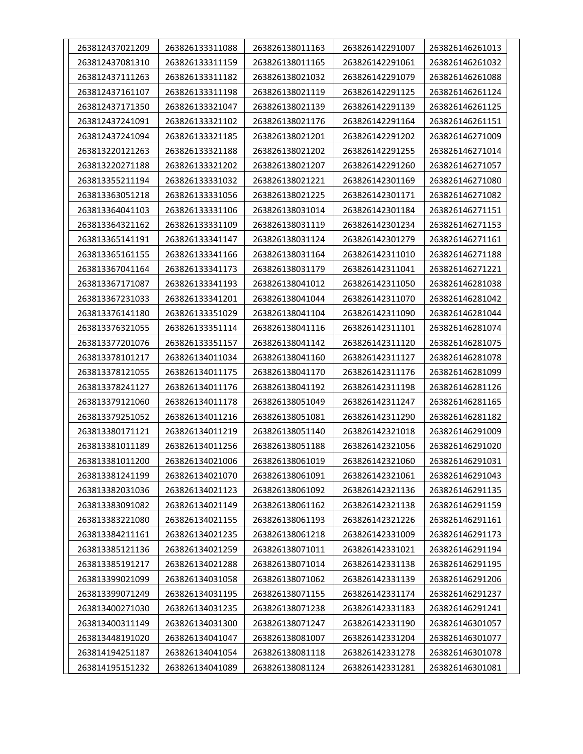| | | | | |
|---|---|---|---|---|
| 263812437021209 | 263826133311088 | 263826138011163 | 263826142291007 | 263826146261013 |
| 263812437081310 | 263826133311159 | 263826138011165 | 263826142291061 | 263826146261032 |
| 263812437111263 | 263826133311182 | 263826138021032 | 263826142291079 | 263826146261088 |
| 263812437161107 | 263826133311198 | 263826138021119 | 263826142291125 | 263826146261124 |
| 263812437171350 | 263826133321047 | 263826138021139 | 263826142291139 | 263826146261125 |
| 263812437241091 | 263826133321102 | 263826138021176 | 263826142291164 | 263826146261151 |
| 263812437241094 | 263826133321185 | 263826138021201 | 263826142291202 | 263826146271009 |
| 263813220121263 | 263826133321188 | 263826138021202 | 263826142291255 | 263826146271014 |
| 263813220271188 | 263826133321202 | 263826138021207 | 263826142291260 | 263826146271057 |
| 263813355211194 | 263826133331032 | 263826138021221 | 263826142301169 | 263826146271080 |
| 263813363051218 | 263826133331056 | 263826138021225 | 263826142301171 | 263826146271082 |
| 263813364041103 | 263826133331106 | 263826138031014 | 263826142301184 | 263826146271151 |
| 263813364321162 | 263826133331109 | 263826138031119 | 263826142301234 | 263826146271153 |
| 263813365141191 | 263826133341147 | 263826138031124 | 263826142301279 | 263826146271161 |
| 263813365161155 | 263826133341166 | 263826138031164 | 263826142311010 | 263826146271188 |
| 263813367041164 | 263826133341173 | 263826138031179 | 263826142311041 | 263826146271221 |
| 263813367171087 | 263826133341193 | 263826138041012 | 263826142311050 | 263826146281038 |
| 263813367231033 | 263826133341201 | 263826138041044 | 263826142311070 | 263826146281042 |
| 263813376141180 | 263826133351029 | 263826138041104 | 263826142311090 | 263826146281044 |
| 263813376321055 | 263826133351114 | 263826138041116 | 263826142311101 | 263826146281074 |
| 263813377201076 | 263826133351157 | 263826138041142 | 263826142311120 | 263826146281075 |
| 263813378101217 | 263826134011034 | 263826138041160 | 263826142311127 | 263826146281078 |
| 263813378121055 | 263826134011175 | 263826138041170 | 263826142311176 | 263826146281099 |
| 263813378241127 | 263826134011176 | 263826138041192 | 263826142311198 | 263826146281126 |
| 263813379121060 | 263826134011178 | 263826138051049 | 263826142311247 | 263826146281165 |
| 263813379251052 | 263826134011216 | 263826138051081 | 263826142311290 | 263826146281182 |
| 263813380171121 | 263826134011219 | 263826138051140 | 263826142321018 | 263826146291009 |
| 263813381011189 | 263826134011256 | 263826138051188 | 263826142321056 | 263826146291020 |
| 263813381011200 | 263826134021006 | 263826138061019 | 263826142321060 | 263826146291031 |
| 263813381241199 | 263826134021070 | 263826138061091 | 263826142321061 | 263826146291043 |
| 263813382031036 | 263826134021123 | 263826138061092 | 263826142321136 | 263826146291135 |
| 263813383091082 | 263826134021149 | 263826138061162 | 263826142321138 | 263826146291159 |
| 263813383221080 | 263826134021155 | 263826138061193 | 263826142321226 | 263826146291161 |
| 263813384211161 | 263826134021235 | 263826138061218 | 263826142331009 | 263826146291173 |
| 263813385121136 | 263826134021259 | 263826138071011 | 263826142331021 | 263826146291194 |
| 263813385191217 | 263826134021288 | 263826138071014 | 263826142331138 | 263826146291195 |
| 263813399021099 | 263826134031058 | 263826138071062 | 263826142331139 | 263826146291206 |
| 263813399071249 | 263826134031195 | 263826138071155 | 263826142331174 | 263826146291237 |
| 263813400271030 | 263826134031235 | 263826138071238 | 263826142331183 | 263826146291241 |
| 263813400311149 | 263826134031300 | 263826138071247 | 263826142331190 | 263826146301057 |
| 263813448191020 | 263826134041047 | 263826138081007 | 263826142331204 | 263826146301077 |
| 263814194251187 | 263826134041054 | 263826138081118 | 263826142331278 | 263826146301078 |
| 263814195151232 | 263826134041089 | 263826138081124 | 263826142331281 | 263826146301081 |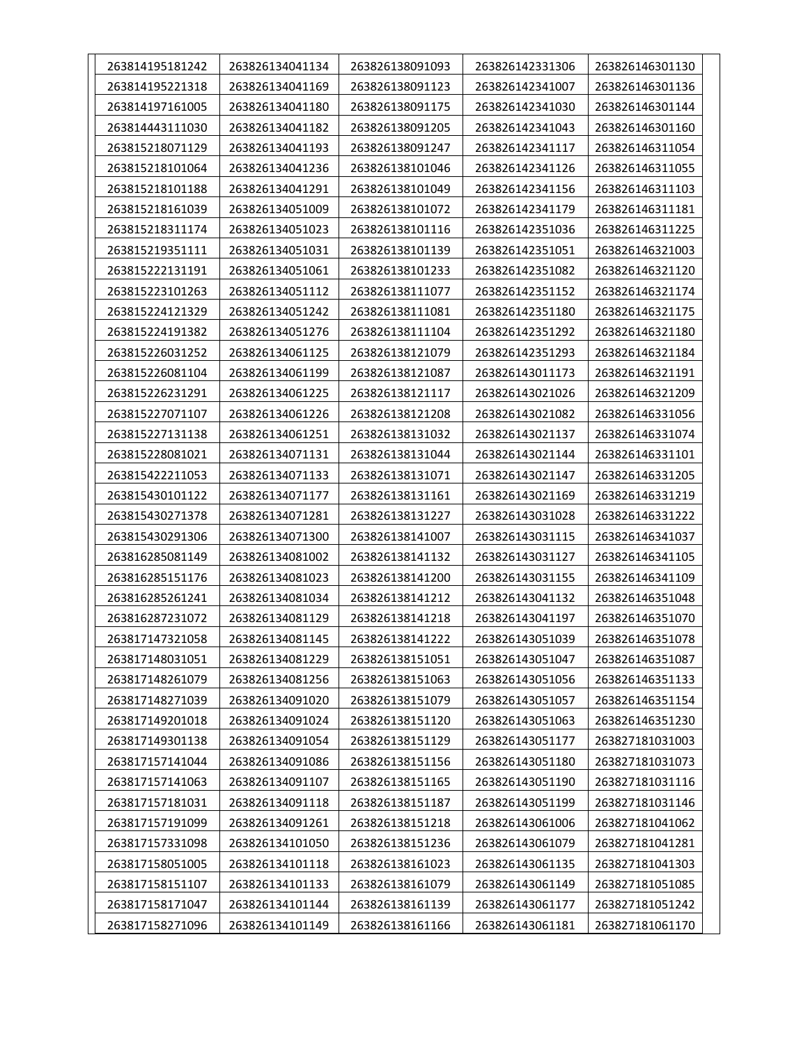| | | | | |
|---|---|---|---|---|
| 263814195181242 | 263826134041134 | 263826138091093 | 263826142331306 | 263826146301130 |
| 263814195221318 | 263826134041169 | 263826138091123 | 263826142341007 | 263826146301136 |
| 263814197161005 | 263826134041180 | 263826138091175 | 263826142341030 | 263826146301144 |
| 263814443111030 | 263826134041182 | 263826138091205 | 263826142341043 | 263826146301160 |
| 263815218071129 | 263826134041193 | 263826138091247 | 263826142341117 | 263826146311054 |
| 263815218101064 | 263826134041236 | 263826138101046 | 263826142341126 | 263826146311055 |
| 263815218101188 | 263826134041291 | 263826138101049 | 263826142341156 | 263826146311103 |
| 263815218161039 | 263826134051009 | 263826138101072 | 263826142341179 | 263826146311181 |
| 263815218311174 | 263826134051023 | 263826138101116 | 263826142351036 | 263826146311225 |
| 263815219351111 | 263826134051031 | 263826138101139 | 263826142351051 | 263826146321003 |
| 263815222131191 | 263826134051061 | 263826138101233 | 263826142351082 | 263826146321120 |
| 263815223101263 | 263826134051112 | 263826138111077 | 263826142351152 | 263826146321174 |
| 263815224121329 | 263826134051242 | 263826138111081 | 263826142351180 | 263826146321175 |
| 263815224191382 | 263826134051276 | 263826138111104 | 263826142351292 | 263826146321180 |
| 263815226031252 | 263826134061125 | 263826138121079 | 263826142351293 | 263826146321184 |
| 263815226081104 | 263826134061199 | 263826138121087 | 263826143011173 | 263826146321191 |
| 263815226231291 | 263826134061225 | 263826138121117 | 263826143021026 | 263826146321209 |
| 263815227071107 | 263826134061226 | 263826138121208 | 263826143021082 | 263826146331056 |
| 263815227131138 | 263826134061251 | 263826138131032 | 263826143021137 | 263826146331074 |
| 263815228081021 | 263826134071131 | 263826138131044 | 263826143021144 | 263826146331101 |
| 263815422211053 | 263826134071133 | 263826138131071 | 263826143021147 | 263826146331205 |
| 263815430101122 | 263826134071177 | 263826138131161 | 263826143021169 | 263826146331219 |
| 263815430271378 | 263826134071281 | 263826138131227 | 263826143031028 | 263826146331222 |
| 263815430291306 | 263826134071300 | 263826138141007 | 263826143031115 | 263826146341037 |
| 263816285081149 | 263826134081002 | 263826138141132 | 263826143031127 | 263826146341105 |
| 263816285151176 | 263826134081023 | 263826138141200 | 263826143031155 | 263826146341109 |
| 263816285261241 | 263826134081034 | 263826138141212 | 263826143041132 | 263826146351048 |
| 263816287231072 | 263826134081129 | 263826138141218 | 263826143041197 | 263826146351070 |
| 263817147321058 | 263826134081145 | 263826138141222 | 263826143051039 | 263826146351078 |
| 263817148031051 | 263826134081229 | 263826138151051 | 263826143051047 | 263826146351087 |
| 263817148261079 | 263826134081256 | 263826138151063 | 263826143051056 | 263826146351133 |
| 263817148271039 | 263826134091020 | 263826138151079 | 263826143051057 | 263826146351154 |
| 263817149201018 | 263826134091024 | 263826138151120 | 263826143051063 | 263826146351230 |
| 263817149301138 | 263826134091054 | 263826138151129 | 263826143051177 | 263827181031003 |
| 263817157141044 | 263826134091086 | 263826138151156 | 263826143051180 | 263827181031073 |
| 263817157141063 | 263826134091107 | 263826138151165 | 263826143051190 | 263827181031116 |
| 263817157181031 | 263826134091118 | 263826138151187 | 263826143051199 | 263827181031146 |
| 263817157191099 | 263826134091261 | 263826138151218 | 263826143061006 | 263827181041062 |
| 263817157331098 | 263826134101050 | 263826138151236 | 263826143061079 | 263827181041281 |
| 263817158051005 | 263826134101118 | 263826138161023 | 263826143061135 | 263827181041303 |
| 263817158151107 | 263826134101133 | 263826138161079 | 263826143061149 | 263827181051085 |
| 263817158171047 | 263826134101144 | 263826138161139 | 263826143061177 | 263827181051242 |
| 263817158271096 | 263826134101149 | 263826138161166 | 263826143061181 | 263827181061170 |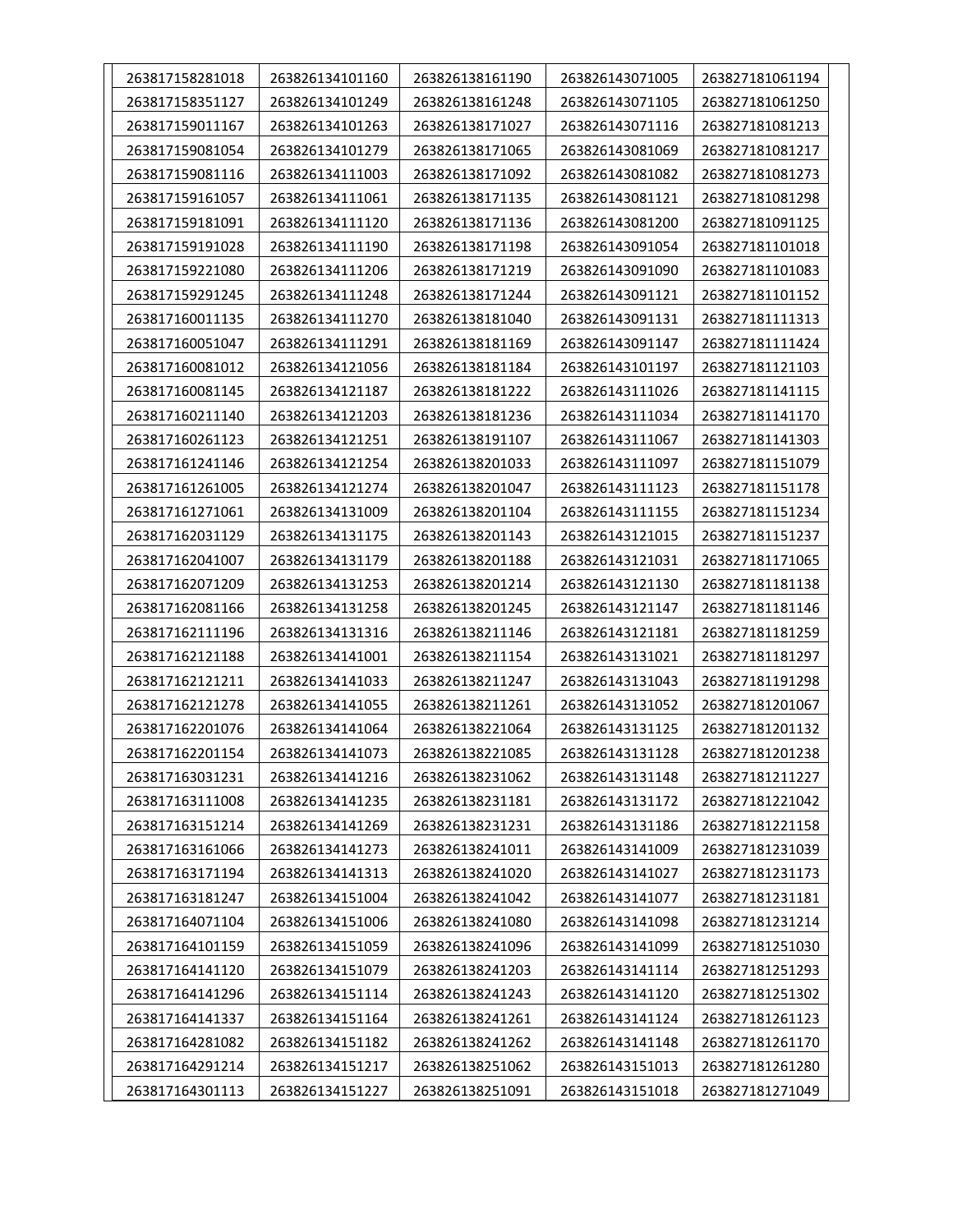| | | | | |
|---|---|---|---|---|
| 263817158281018 | 263826134101160 | 263826138161190 | 263826143071005 | 263827181061194 |
| 263817158351127 | 263826134101249 | 263826138161248 | 263826143071105 | 263827181061250 |
| 263817159011167 | 263826134101263 | 263826138171027 | 263826143071116 | 263827181081213 |
| 263817159081054 | 263826134101279 | 263826138171065 | 263826143081069 | 263827181081217 |
| 263817159081116 | 263826134111003 | 263826138171092 | 263826143081082 | 263827181081273 |
| 263817159161057 | 263826134111061 | 263826138171135 | 263826143081121 | 263827181081298 |
| 263817159181091 | 263826134111120 | 263826138171136 | 263826143081200 | 263827181091125 |
| 263817159191028 | 263826134111190 | 263826138171198 | 263826143091054 | 263827181101018 |
| 263817159221080 | 263826134111206 | 263826138171219 | 263826143091090 | 263827181101083 |
| 263817159291245 | 263826134111248 | 263826138171244 | 263826143091121 | 263827181101152 |
| 263817160011135 | 263826134111270 | 263826138181040 | 263826143091131 | 263827181111313 |
| 263817160051047 | 263826134111291 | 263826138181169 | 263826143091147 | 263827181111424 |
| 263817160081012 | 263826134121056 | 263826138181184 | 263826143101197 | 263827181121103 |
| 263817160081145 | 263826134121187 | 263826138181222 | 263826143111026 | 263827181141115 |
| 263817160211140 | 263826134121203 | 263826138181236 | 263826143111034 | 263827181141170 |
| 263817160261123 | 263826134121251 | 263826138191107 | 263826143111067 | 263827181141303 |
| 263817161241146 | 263826134121254 | 263826138201033 | 263826143111097 | 263827181151079 |
| 263817161261005 | 263826134121274 | 263826138201047 | 263826143111123 | 263827181151178 |
| 263817161271061 | 263826134131009 | 263826138201104 | 263826143111155 | 263827181151234 |
| 263817162031129 | 263826134131175 | 263826138201143 | 263826143121015 | 263827181151237 |
| 263817162041007 | 263826134131179 | 263826138201188 | 263826143121031 | 263827181171065 |
| 263817162071209 | 263826134131253 | 263826138201214 | 263826143121130 | 263827181181138 |
| 263817162081166 | 263826134131258 | 263826138201245 | 263826143121147 | 263827181181146 |
| 263817162111196 | 263826134131316 | 263826138211146 | 263826143121181 | 263827181181259 |
| 263817162121188 | 263826134141001 | 263826138211154 | 263826143131021 | 263827181181297 |
| 263817162121211 | 263826134141033 | 263826138211247 | 263826143131043 | 263827181191298 |
| 263817162121278 | 263826134141055 | 263826138211261 | 263826143131052 | 263827181201067 |
| 263817162201076 | 263826134141064 | 263826138221064 | 263826143131125 | 263827181201132 |
| 263817162201154 | 263826134141073 | 263826138221085 | 263826143131128 | 263827181201238 |
| 263817163031231 | 263826134141216 | 263826138231062 | 263826143131148 | 263827181211227 |
| 263817163111008 | 263826134141235 | 263826138231181 | 263826143131172 | 263827181221042 |
| 263817163151214 | 263826134141269 | 263826138231231 | 263826143131186 | 263827181221158 |
| 263817163161066 | 263826134141273 | 263826138241011 | 263826143141009 | 263827181231039 |
| 263817163171194 | 263826134141313 | 263826138241020 | 263826143141027 | 263827181231173 |
| 263817163181247 | 263826134151004 | 263826138241042 | 263826143141077 | 263827181231181 |
| 263817164071104 | 263826134151006 | 263826138241080 | 263826143141098 | 263827181231214 |
| 263817164101159 | 263826134151059 | 263826138241096 | 263826143141099 | 263827181251030 |
| 263817164141120 | 263826134151079 | 263826138241203 | 263826143141114 | 263827181251293 |
| 263817164141296 | 263826134151114 | 263826138241243 | 263826143141120 | 263827181251302 |
| 263817164141337 | 263826134151164 | 263826138241261 | 263826143141124 | 263827181261123 |
| 263817164281082 | 263826134151182 | 263826138241262 | 263826143141148 | 263827181261170 |
| 263817164291214 | 263826134151217 | 263826138251062 | 263826143151013 | 263827181261280 |
| 263817164301113 | 263826134151227 | 263826138251091 | 263826143151018 | 263827181271049 |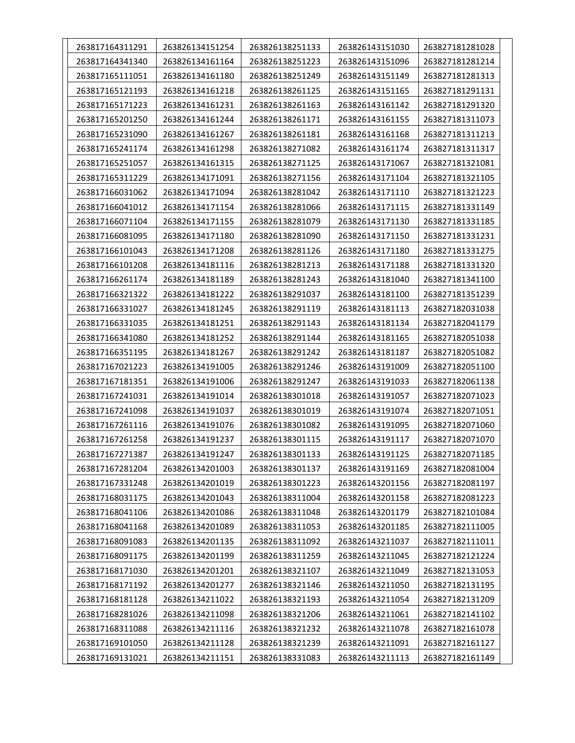| 263817164311291 | 263826134151254 | 263826138251133 | 263826143151030 | 263827181281028 |
|---|---|---|---|---|
| 263817164341340 | 263826134161164 | 263826138251223 | 263826143151096 | 263827181281214 |
| 263817165111051 | 263826134161180 | 263826138251249 | 263826143151149 | 263827181281313 |
| 263817165121193 | 263826134161218 | 263826138261125 | 263826143151165 | 263827181291131 |
| 263817165171223 | 263826134161231 | 263826138261163 | 263826143161142 | 263827181291320 |
| 263817165201250 | 263826134161244 | 263826138261171 | 263826143161155 | 263827181311073 |
| 263817165231090 | 263826134161267 | 263826138261181 | 263826143161168 | 263827181311213 |
| 263817165241174 | 263826134161298 | 263826138271082 | 263826143161174 | 263827181311317 |
| 263817165251057 | 263826134161315 | 263826138271125 | 263826143171067 | 263827181321081 |
| 263817165311229 | 263826134171091 | 263826138271156 | 263826143171104 | 263827181321105 |
| 263817166031062 | 263826134171094 | 263826138281042 | 263826143171110 | 263827181321223 |
| 263817166041012 | 263826134171154 | 263826138281066 | 263826143171115 | 263827181331149 |
| 263817166071104 | 263826134171155 | 263826138281079 | 263826143171130 | 263827181331185 |
| 263817166081095 | 263826134171180 | 263826138281090 | 263826143171150 | 263827181331231 |
| 263817166101043 | 263826134171208 | 263826138281126 | 263826143171180 | 263827181331275 |
| 263817166101208 | 263826134181116 | 263826138281213 | 263826143171188 | 263827181331320 |
| 263817166261174 | 263826134181189 | 263826138281243 | 263826143181040 | 263827181341100 |
| 263817166321322 | 263826134181222 | 263826138291037 | 263826143181100 | 263827181351239 |
| 263817166331027 | 263826134181245 | 263826138291119 | 263826143181113 | 263827182031038 |
| 263817166331035 | 263826134181251 | 263826138291143 | 263826143181134 | 263827182041179 |
| 263817166341080 | 263826134181252 | 263826138291144 | 263826143181165 | 263827182051038 |
| 263817166351195 | 263826134181267 | 263826138291242 | 263826143181187 | 263827182051082 |
| 263817167021223 | 263826134191005 | 263826138291246 | 263826143191009 | 263827182051100 |
| 263817167181351 | 263826134191006 | 263826138291247 | 263826143191033 | 263827182061138 |
| 263817167241031 | 263826134191014 | 263826138301018 | 263826143191057 | 263827182071023 |
| 263817167241098 | 263826134191037 | 263826138301019 | 263826143191074 | 263827182071051 |
| 263817167261116 | 263826134191076 | 263826138301082 | 263826143191095 | 263827182071060 |
| 263817167261258 | 263826134191237 | 263826138301115 | 263826143191117 | 263827182071070 |
| 263817167271387 | 263826134191247 | 263826138301133 | 263826143191125 | 263827182071185 |
| 263817167281204 | 263826134201003 | 263826138301137 | 263826143191169 | 263827182081004 |
| 263817167331248 | 263826134201019 | 263826138301223 | 263826143201156 | 263827182081197 |
| 263817168031175 | 263826134201043 | 263826138311004 | 263826143201158 | 263827182081223 |
| 263817168041106 | 263826134201086 | 263826138311048 | 263826143201179 | 263827182101084 |
| 263817168041168 | 263826134201089 | 263826138311053 | 263826143201185 | 263827182111005 |
| 263817168091083 | 263826134201135 | 263826138311092 | 263826143211037 | 263827182111011 |
| 263817168091175 | 263826134201199 | 263826138311259 | 263826143211045 | 263827182121224 |
| 263817168171030 | 263826134201201 | 263826138321107 | 263826143211049 | 263827182131053 |
| 263817168171192 | 263826134201277 | 263826138321146 | 263826143211050 | 263827182131195 |
| 263817168181128 | 263826134211022 | 263826138321193 | 263826143211054 | 263827182131209 |
| 263817168281026 | 263826134211098 | 263826138321206 | 263826143211061 | 263827182141102 |
| 263817168311088 | 263826134211116 | 263826138321232 | 263826143211078 | 263827182161078 |
| 263817169101050 | 263826134211128 | 263826138321239 | 263826143211091 | 263827182161127 |
| 263817169131021 | 263826134211151 | 263826138331083 | 263826143211113 | 263827182161149 |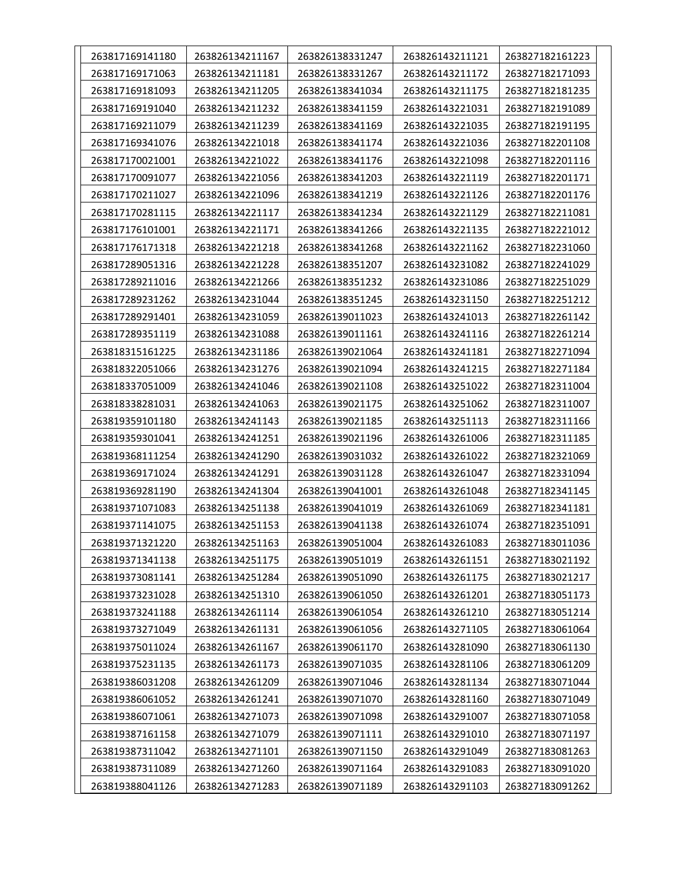| | | | | |
|---|---|---|---|---|
| 263817169141180 | 263826134211167 | 263826138331247 | 263826143211121 | 263827182161223 |
| 263817169171063 | 263826134211181 | 263826138331267 | 263826143211172 | 263827182171093 |
| 263817169181093 | 263826134211205 | 263826138341034 | 263826143211175 | 263827182181235 |
| 263817169191040 | 263826134211232 | 263826138341159 | 263826143221031 | 263827182191089 |
| 263817169211079 | 263826134211239 | 263826138341169 | 263826143221035 | 263827182191195 |
| 263817169341076 | 263826134221018 | 263826138341174 | 263826143221036 | 263827182201108 |
| 263817170021001 | 263826134221022 | 263826138341176 | 263826143221098 | 263827182201116 |
| 263817170091077 | 263826134221056 | 263826138341203 | 263826143221119 | 263827182201171 |
| 263817170211027 | 263826134221096 | 263826138341219 | 263826143221126 | 263827182201176 |
| 263817170281115 | 263826134221117 | 263826138341234 | 263826143221129 | 263827182211081 |
| 263817176101001 | 263826134221171 | 263826138341266 | 263826143221135 | 263827182221012 |
| 263817176171318 | 263826134221218 | 263826138341268 | 263826143221162 | 263827182231060 |
| 263817289051316 | 263826134221228 | 263826138351207 | 263826143231082 | 263827182241029 |
| 263817289211016 | 263826134221266 | 263826138351232 | 263826143231086 | 263827182251029 |
| 263817289231262 | 263826134231044 | 263826138351245 | 263826143231150 | 263827182251212 |
| 263817289291401 | 263826134231059 | 263826139011023 | 263826143241013 | 263827182261142 |
| 263817289351119 | 263826134231088 | 263826139011161 | 263826143241116 | 263827182261214 |
| 263818315161225 | 263826134231186 | 263826139021064 | 263826143241181 | 263827182271094 |
| 263818322051066 | 263826134231276 | 263826139021094 | 263826143241215 | 263827182271184 |
| 263818337051009 | 263826134241046 | 263826139021108 | 263826143251022 | 263827182311004 |
| 263818338281031 | 263826134241063 | 263826139021175 | 263826143251062 | 263827182311007 |
| 263819359101180 | 263826134241143 | 263826139021185 | 263826143251113 | 263827182311166 |
| 263819359301041 | 263826134241251 | 263826139021196 | 263826143261006 | 263827182311185 |
| 263819368111254 | 263826134241290 | 263826139031032 | 263826143261022 | 263827182321069 |
| 263819369171024 | 263826134241291 | 263826139031128 | 263826143261047 | 263827182331094 |
| 263819369281190 | 263826134241304 | 263826139041001 | 263826143261048 | 263827182341145 |
| 263819371071083 | 263826134251138 | 263826139041019 | 263826143261069 | 263827182341181 |
| 263819371141075 | 263826134251153 | 263826139041138 | 263826143261074 | 263827182351091 |
| 263819371321220 | 263826134251163 | 263826139051004 | 263826143261083 | 263827183011036 |
| 263819371341138 | 263826134251175 | 263826139051019 | 263826143261151 | 263827183021192 |
| 263819373081141 | 263826134251284 | 263826139051090 | 263826143261175 | 263827183021217 |
| 263819373231028 | 263826134251310 | 263826139061050 | 263826143261201 | 263827183051173 |
| 263819373241188 | 263826134261114 | 263826139061054 | 263826143261210 | 263827183051214 |
| 263819373271049 | 263826134261131 | 263826139061056 | 263826143271105 | 263827183061064 |
| 263819375011024 | 263826134261167 | 263826139061170 | 263826143281090 | 263827183061130 |
| 263819375231135 | 263826134261173 | 263826139071035 | 263826143281106 | 263827183061209 |
| 263819386031208 | 263826134261209 | 263826139071046 | 263826143281134 | 263827183071044 |
| 263819386061052 | 263826134261241 | 263826139071070 | 263826143281160 | 263827183071049 |
| 263819386071061 | 263826134271073 | 263826139071098 | 263826143291007 | 263827183071058 |
| 263819387161158 | 263826134271079 | 263826139071111 | 263826143291010 | 263827183071197 |
| 263819387311042 | 263826134271101 | 263826139071150 | 263826143291049 | 263827183081263 |
| 263819387311089 | 263826134271260 | 263826139071164 | 263826143291083 | 263827183091020 |
| 263819388041126 | 263826134271283 | 263826139071189 | 263826143291103 | 263827183091262 |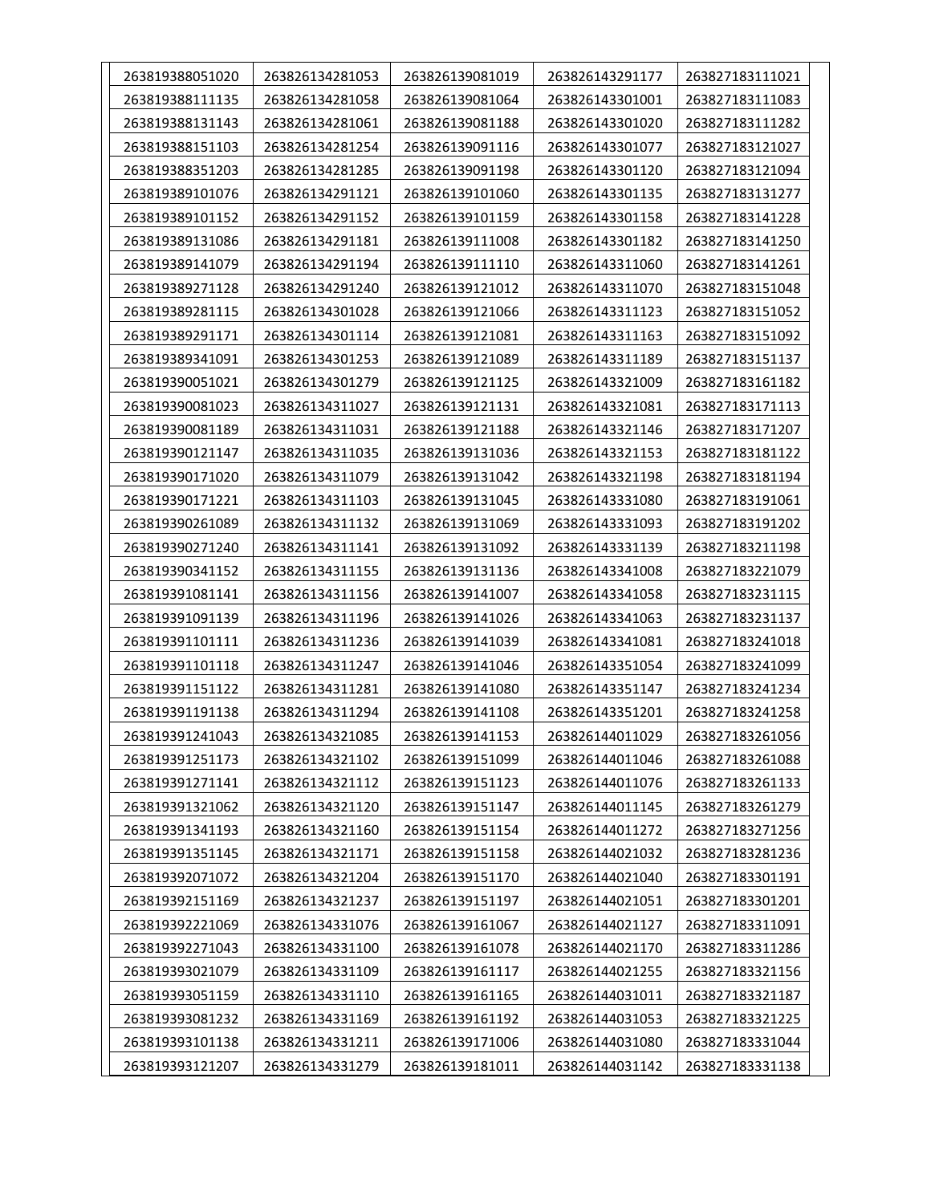| 263819388051020 | 263826134281053 | 263826139081019 | 263826143291177 | 263827183111021 |
|---|---|---|---|---|
| 263819388111135 | 263826134281058 | 263826139081064 | 263826143301001 | 263827183111083 |
| 263819388131143 | 263826134281061 | 263826139081188 | 263826143301020 | 263827183111282 |
| 263819388151103 | 263826134281254 | 263826139091116 | 263826143301077 | 263827183121027 |
| 263819388351203 | 263826134281285 | 263826139091198 | 263826143301120 | 263827183121094 |
| 263819389101076 | 263826134291121 | 263826139101060 | 263826143301135 | 263827183131277 |
| 263819389101152 | 263826134291152 | 263826139101159 | 263826143301158 | 263827183141228 |
| 263819389131086 | 263826134291181 | 263826139111008 | 263826143301182 | 263827183141250 |
| 263819389141079 | 263826134291194 | 263826139111110 | 263826143311060 | 263827183141261 |
| 263819389271128 | 263826134291240 | 263826139121012 | 263826143311070 | 263827183151048 |
| 263819389281115 | 263826134301028 | 263826139121066 | 263826143311123 | 263827183151052 |
| 263819389291171 | 263826134301114 | 263826139121081 | 263826143311163 | 263827183151092 |
| 263819389341091 | 263826134301253 | 263826139121089 | 263826143311189 | 263827183151137 |
| 263819390051021 | 263826134301279 | 263826139121125 | 263826143321009 | 263827183161182 |
| 263819390081023 | 263826134311027 | 263826139121131 | 263826143321081 | 263827183171113 |
| 263819390081189 | 263826134311031 | 263826139121188 | 263826143321146 | 263827183171207 |
| 263819390121147 | 263826134311035 | 263826139131036 | 263826143321153 | 263827183181122 |
| 263819390171020 | 263826134311079 | 263826139131042 | 263826143321198 | 263827183181194 |
| 263819390171221 | 263826134311103 | 263826139131045 | 263826143331080 | 263827183191061 |
| 263819390261089 | 263826134311132 | 263826139131069 | 263826143331093 | 263827183191202 |
| 263819390271240 | 263826134311141 | 263826139131092 | 263826143331139 | 263827183211198 |
| 263819390341152 | 263826134311155 | 263826139131136 | 263826143341008 | 263827183221079 |
| 263819391081141 | 263826134311156 | 263826139141007 | 263826143341058 | 263827183231115 |
| 263819391091139 | 263826134311196 | 263826139141026 | 263826143341063 | 263827183231137 |
| 263819391101111 | 263826134311236 | 263826139141039 | 263826143341081 | 263827183241018 |
| 263819391101118 | 263826134311247 | 263826139141046 | 263826143351054 | 263827183241099 |
| 263819391151122 | 263826134311281 | 263826139141080 | 263826143351147 | 263827183241234 |
| 263819391191138 | 263826134311294 | 263826139141108 | 263826143351201 | 263827183241258 |
| 263819391241043 | 263826134321085 | 263826139141153 | 263826144011029 | 263827183261056 |
| 263819391251173 | 263826134321102 | 263826139151099 | 263826144011046 | 263827183261088 |
| 263819391271141 | 263826134321112 | 263826139151123 | 263826144011076 | 263827183261133 |
| 263819391321062 | 263826134321120 | 263826139151147 | 263826144011145 | 263827183261279 |
| 263819391341193 | 263826134321160 | 263826139151154 | 263826144011272 | 263827183271256 |
| 263819391351145 | 263826134321171 | 263826139151158 | 263826144021032 | 263827183281236 |
| 263819392071072 | 263826134321204 | 263826139151170 | 263826144021040 | 263827183301191 |
| 263819392151169 | 263826134321237 | 263826139151197 | 263826144021051 | 263827183301201 |
| 263819392221069 | 263826134331076 | 263826139161067 | 263826144021127 | 263827183311091 |
| 263819392271043 | 263826134331100 | 263826139161078 | 263826144021170 | 263827183311286 |
| 263819393021079 | 263826134331109 | 263826139161117 | 263826144021255 | 263827183321156 |
| 263819393051159 | 263826134331110 | 263826139161165 | 263826144031011 | 263827183321187 |
| 263819393081232 | 263826134331169 | 263826139161192 | 263826144031053 | 263827183321225 |
| 263819393101138 | 263826134331211 | 263826139171006 | 263826144031080 | 263827183331044 |
| 263819393121207 | 263826134331279 | 263826139181011 | 263826144031142 | 263827183331138 |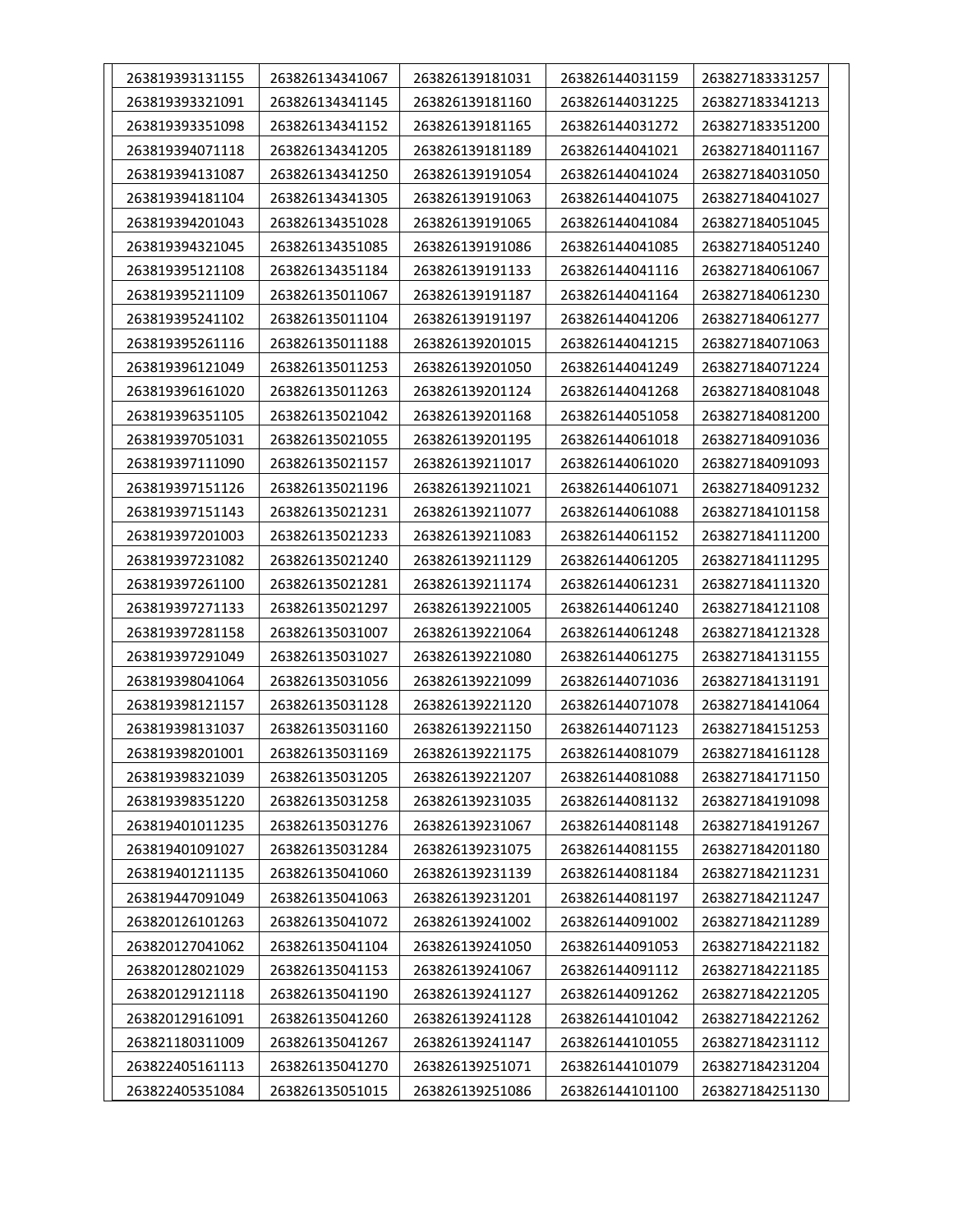| | | | | |
|---|---|---|---|---|
| 263819393131155 | 263826134341067 | 263826139181031 | 263826144031159 | 263827183331257 |
| 263819393321091 | 263826134341145 | 263826139181160 | 263826144031225 | 263827183341213 |
| 263819393351098 | 263826134341152 | 263826139181165 | 263826144031272 | 263827183351200 |
| 263819394071118 | 263826134341205 | 263826139181189 | 263826144041021 | 263827184011167 |
| 263819394131087 | 263826134341250 | 263826139191054 | 263826144041024 | 263827184031050 |
| 263819394181104 | 263826134341305 | 263826139191063 | 263826144041075 | 263827184041027 |
| 263819394201043 | 263826134351028 | 263826139191065 | 263826144041084 | 263827184051045 |
| 263819394321045 | 263826134351085 | 263826139191086 | 263826144041085 | 263827184051240 |
| 263819395121108 | 263826134351184 | 263826139191133 | 263826144041116 | 263827184061067 |
| 263819395211109 | 263826135011067 | 263826139191187 | 263826144041164 | 263827184061230 |
| 263819395241102 | 263826135011104 | 263826139191197 | 263826144041206 | 263827184061277 |
| 263819395261116 | 263826135011188 | 263826139201015 | 263826144041215 | 263827184071063 |
| 263819396121049 | 263826135011253 | 263826139201050 | 263826144041249 | 263827184071224 |
| 263819396161020 | 263826135011263 | 263826139201124 | 263826144041268 | 263827184081048 |
| 263819396351105 | 263826135021042 | 263826139201168 | 263826144051058 | 263827184081200 |
| 263819397051031 | 263826135021055 | 263826139201195 | 263826144061018 | 263827184091036 |
| 263819397111090 | 263826135021157 | 263826139211017 | 263826144061020 | 263827184091093 |
| 263819397151126 | 263826135021196 | 263826139211021 | 263826144061071 | 263827184091232 |
| 263819397151143 | 263826135021231 | 263826139211077 | 263826144061088 | 263827184101158 |
| 263819397201003 | 263826135021233 | 263826139211083 | 263826144061152 | 263827184111200 |
| 263819397231082 | 263826135021240 | 263826139211129 | 263826144061205 | 263827184111295 |
| 263819397261100 | 263826135021281 | 263826139211174 | 263826144061231 | 263827184111320 |
| 263819397271133 | 263826135021297 | 263826139221005 | 263826144061240 | 263827184121108 |
| 263819397281158 | 263826135031007 | 263826139221064 | 263826144061248 | 263827184121328 |
| 263819397291049 | 263826135031027 | 263826139221080 | 263826144061275 | 263827184131155 |
| 263819398041064 | 263826135031056 | 263826139221099 | 263826144071036 | 263827184131191 |
| 263819398121157 | 263826135031128 | 263826139221120 | 263826144071078 | 263827184141064 |
| 263819398131037 | 263826135031160 | 263826139221150 | 263826144071123 | 263827184151253 |
| 263819398201001 | 263826135031169 | 263826139221175 | 263826144081079 | 263827184161128 |
| 263819398321039 | 263826135031205 | 263826139221207 | 263826144081088 | 263827184171150 |
| 263819398351220 | 263826135031258 | 263826139231035 | 263826144081132 | 263827184191098 |
| 263819401011235 | 263826135031276 | 263826139231067 | 263826144081148 | 263827184191267 |
| 263819401091027 | 263826135031284 | 263826139231075 | 263826144081155 | 263827184201180 |
| 263819401211135 | 263826135041060 | 263826139231139 | 263826144081184 | 263827184211231 |
| 263819447091049 | 263826135041063 | 263826139231201 | 263826144081197 | 263827184211247 |
| 263820126101263 | 263826135041072 | 263826139241002 | 263826144091002 | 263827184211289 |
| 263820127041062 | 263826135041104 | 263826139241050 | 263826144091053 | 263827184221182 |
| 263820128021029 | 263826135041153 | 263826139241067 | 263826144091112 | 263827184221185 |
| 263820129121118 | 263826135041190 | 263826139241127 | 263826144091262 | 263827184221205 |
| 263820129161091 | 263826135041260 | 263826139241128 | 263826144101042 | 263827184221262 |
| 263821180311009 | 263826135041267 | 263826139241147 | 263826144101055 | 263827184231112 |
| 263822405161113 | 263826135041270 | 263826139251071 | 263826144101079 | 263827184231204 |
| 263822405351084 | 263826135051015 | 263826139251086 | 263826144101100 | 263827184251130 |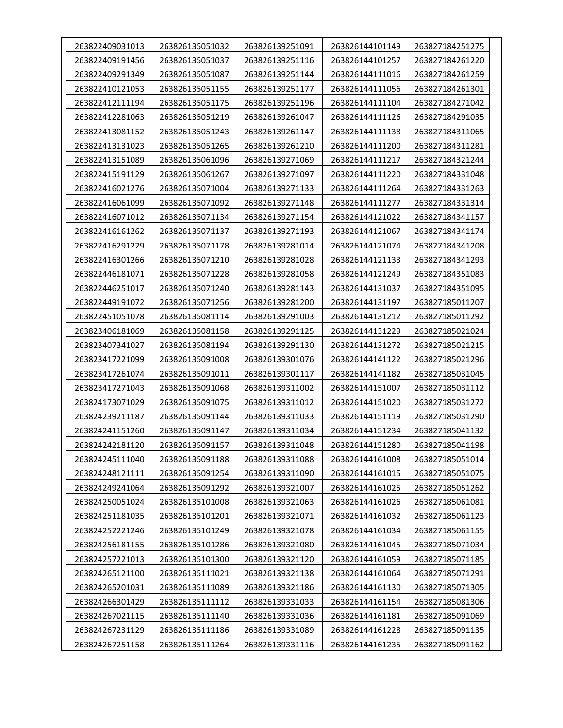| | | | | |
|---|---|---|---|---|
| 263822409031013 | 263826135051032 | 263826139251091 | 263826144101149 | 263827184251275 |
| 263822409191456 | 263826135051037 | 263826139251116 | 263826144101257 | 263827184261220 |
| 263822409291349 | 263826135051087 | 263826139251144 | 263826144111016 | 263827184261259 |
| 263822410121053 | 263826135051155 | 263826139251177 | 263826144111056 | 263827184261301 |
| 263822412111194 | 263826135051175 | 263826139251196 | 263826144111104 | 263827184271042 |
| 263822412281063 | 263826135051219 | 263826139261047 | 263826144111126 | 263827184291035 |
| 263822413081152 | 263826135051243 | 263826139261147 | 263826144111138 | 263827184311065 |
| 263822413131023 | 263826135051265 | 263826139261210 | 263826144111200 | 263827184311281 |
| 263822413151089 | 263826135061096 | 263826139271069 | 263826144111217 | 263827184321244 |
| 263822415191129 | 263826135061267 | 263826139271097 | 263826144111220 | 263827184331048 |
| 263822416021276 | 263826135071004 | 263826139271133 | 263826144111264 | 263827184331263 |
| 263822416061099 | 263826135071092 | 263826139271148 | 263826144111277 | 263827184331314 |
| 263822416071012 | 263826135071134 | 263826139271154 | 263826144121022 | 263827184341157 |
| 263822416161262 | 263826135071137 | 263826139271193 | 263826144121067 | 263827184341174 |
| 263822416291229 | 263826135071178 | 263826139281014 | 263826144121074 | 263827184341208 |
| 263822416301266 | 263826135071210 | 263826139281028 | 263826144121133 | 263827184341293 |
| 263822446181071 | 263826135071228 | 263826139281058 | 263826144121249 | 263827184351083 |
| 263822446251017 | 263826135071240 | 263826139281143 | 263826144131037 | 263827184351095 |
| 263822449191072 | 263826135071256 | 263826139281200 | 263826144131197 | 263827185011207 |
| 263822451051078 | 263826135081114 | 263826139291003 | 263826144131212 | 263827185011292 |
| 263823406181069 | 263826135081158 | 263826139291125 | 263826144131229 | 263827185021024 |
| 263823407341027 | 263826135081194 | 263826139291130 | 263826144131272 | 263827185021215 |
| 263823417221099 | 263826135091008 | 263826139301076 | 263826144141122 | 263827185021296 |
| 263823417261074 | 263826135091011 | 263826139301117 | 263826144141182 | 263827185031045 |
| 263823417271043 | 263826135091068 | 263826139311002 | 263826144151007 | 263827185031112 |
| 263824173071029 | 263826135091075 | 263826139311012 | 263826144151020 | 263827185031272 |
| 263824239211187 | 263826135091144 | 263826139311033 | 263826144151119 | 263827185031290 |
| 263824241151260 | 263826135091147 | 263826139311034 | 263826144151234 | 263827185041132 |
| 263824242181120 | 263826135091157 | 263826139311048 | 263826144151280 | 263827185041198 |
| 263824245111040 | 263826135091188 | 263826139311088 | 263826144161008 | 263827185051014 |
| 263824248121111 | 263826135091254 | 263826139311090 | 263826144161015 | 263827185051075 |
| 263824249241064 | 263826135091292 | 263826139321007 | 263826144161025 | 263827185051262 |
| 263824250051024 | 263826135101008 | 263826139321063 | 263826144161026 | 263827185061081 |
| 263824251181035 | 263826135101201 | 263826139321071 | 263826144161032 | 263827185061123 |
| 263824252221246 | 263826135101249 | 263826139321078 | 263826144161034 | 263827185061155 |
| 263824256181155 | 263826135101286 | 263826139321080 | 263826144161045 | 263827185071034 |
| 263824257221013 | 263826135101300 | 263826139321120 | 263826144161059 | 263827185071185 |
| 263824265121100 | 263826135111021 | 263826139321138 | 263826144161064 | 263827185071291 |
| 263824265201031 | 263826135111089 | 263826139321186 | 263826144161130 | 263827185071305 |
| 263824266301429 | 263826135111112 | 263826139331033 | 263826144161154 | 263827185081306 |
| 263824267021115 | 263826135111140 | 263826139331036 | 263826144161181 | 263827185091069 |
| 263824267231129 | 263826135111186 | 263826139331089 | 263826144161228 | 263827185091135 |
| 263824267251158 | 263826135111264 | 263826139331116 | 263826144161235 | 263827185091162 |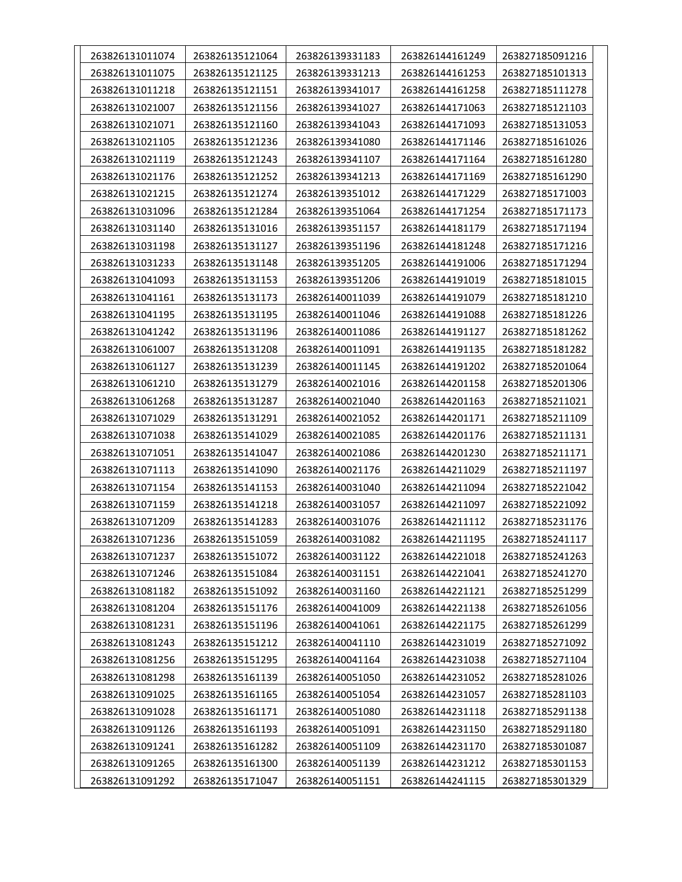| | | | | |
|---|---|---|---|---|
| 263826131011074 | 263826135121064 | 263826139331183 | 263826144161249 | 263827185091216 |
| 263826131011075 | 263826135121125 | 263826139331213 | 263826144161253 | 263827185101313 |
| 263826131011218 | 263826135121151 | 263826139341017 | 263826144161258 | 263827185111278 |
| 263826131021007 | 263826135121156 | 263826139341027 | 263826144171063 | 263827185121103 |
| 263826131021071 | 263826135121160 | 263826139341043 | 263826144171093 | 263827185131053 |
| 263826131021105 | 263826135121236 | 263826139341080 | 263826144171146 | 263827185161026 |
| 263826131021119 | 263826135121243 | 263826139341107 | 263826144171164 | 263827185161280 |
| 263826131021176 | 263826135121252 | 263826139341213 | 263826144171169 | 263827185161290 |
| 263826131021215 | 263826135121274 | 263826139351012 | 263826144171229 | 263827185171003 |
| 263826131031096 | 263826135121284 | 263826139351064 | 263826144171254 | 263827185171173 |
| 263826131031140 | 263826135131016 | 263826139351157 | 263826144181179 | 263827185171194 |
| 263826131031198 | 263826135131127 | 263826139351196 | 263826144181248 | 263827185171216 |
| 263826131031233 | 263826135131148 | 263826139351205 | 263826144191006 | 263827185171294 |
| 263826131041093 | 263826135131153 | 263826139351206 | 263826144191019 | 263827185181015 |
| 263826131041161 | 263826135131173 | 263826140011039 | 263826144191079 | 263827185181210 |
| 263826131041195 | 263826135131195 | 263826140011046 | 263826144191088 | 263827185181226 |
| 263826131041242 | 263826135131196 | 263826140011086 | 263826144191127 | 263827185181262 |
| 263826131061007 | 263826135131208 | 263826140011091 | 263826144191135 | 263827185181282 |
| 263826131061127 | 263826135131239 | 263826140011145 | 263826144191202 | 263827185201064 |
| 263826131061210 | 263826135131279 | 263826140021016 | 263826144201158 | 263827185201306 |
| 263826131061268 | 263826135131287 | 263826140021040 | 263826144201163 | 263827185211021 |
| 263826131071029 | 263826135131291 | 263826140021052 | 263826144201171 | 263827185211109 |
| 263826131071038 | 263826135141029 | 263826140021085 | 263826144201176 | 263827185211131 |
| 263826131071051 | 263826135141047 | 263826140021086 | 263826144201230 | 263827185211171 |
| 263826131071113 | 263826135141090 | 263826140021176 | 263826144211029 | 263827185211197 |
| 263826131071154 | 263826135141153 | 263826140031040 | 263826144211094 | 263827185221042 |
| 263826131071159 | 263826135141218 | 263826140031057 | 263826144211097 | 263827185221092 |
| 263826131071209 | 263826135141283 | 263826140031076 | 263826144211112 | 263827185231176 |
| 263826131071236 | 263826135151059 | 263826140031082 | 263826144211195 | 263827185241117 |
| 263826131071237 | 263826135151072 | 263826140031122 | 263826144221018 | 263827185241263 |
| 263826131071246 | 263826135151084 | 263826140031151 | 263826144221041 | 263827185241270 |
| 263826131081182 | 263826135151092 | 263826140031160 | 263826144221121 | 263827185251299 |
| 263826131081204 | 263826135151176 | 263826140041009 | 263826144221138 | 263827185261056 |
| 263826131081231 | 263826135151196 | 263826140041061 | 263826144221175 | 263827185261299 |
| 263826131081243 | 263826135151212 | 263826140041110 | 263826144231019 | 263827185271092 |
| 263826131081256 | 263826135151295 | 263826140041164 | 263826144231038 | 263827185271104 |
| 263826131081298 | 263826135161139 | 263826140051050 | 263826144231052 | 263827185281026 |
| 263826131091025 | 263826135161165 | 263826140051054 | 263826144231057 | 263827185281103 |
| 263826131091028 | 263826135161171 | 263826140051080 | 263826144231118 | 263827185291138 |
| 263826131091126 | 263826135161193 | 263826140051091 | 263826144231150 | 263827185291180 |
| 263826131091241 | 263826135161282 | 263826140051109 | 263826144231170 | 263827185301087 |
| 263826131091265 | 263826135161300 | 263826140051139 | 263826144231212 | 263827185301153 |
| 263826131091292 | 263826135171047 | 263826140051151 | 263826144241115 | 263827185301329 |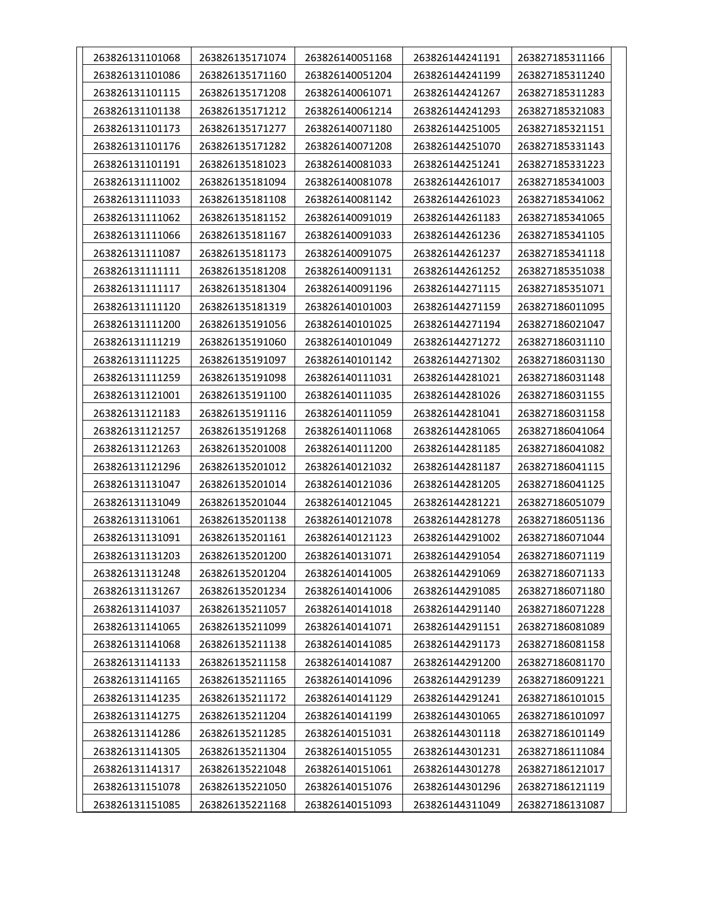| | | | | |
|---|---|---|---|---|
| 263826131101068 | 263826135171074 | 263826140051168 | 263826144241191 | 263827185311166 |
| 263826131101086 | 263826135171160 | 263826140051204 | 263826144241199 | 263827185311240 |
| 263826131101115 | 263826135171208 | 263826140061071 | 263826144241267 | 263827185311283 |
| 263826131101138 | 263826135171212 | 263826140061214 | 263826144241293 | 263827185321083 |
| 263826131101173 | 263826135171277 | 263826140071180 | 263826144251005 | 263827185321151 |
| 263826131101176 | 263826135171282 | 263826140071208 | 263826144251070 | 263827185331143 |
| 263826131101191 | 263826135181023 | 263826140081033 | 263826144251241 | 263827185331223 |
| 263826131111002 | 263826135181094 | 263826140081078 | 263826144261017 | 263827185341003 |
| 263826131111033 | 263826135181108 | 263826140081142 | 263826144261023 | 263827185341062 |
| 263826131111062 | 263826135181152 | 263826140091019 | 263826144261183 | 263827185341065 |
| 263826131111066 | 263826135181167 | 263826140091033 | 263826144261236 | 263827185341105 |
| 263826131111087 | 263826135181173 | 263826140091075 | 263826144261237 | 263827185341118 |
| 263826131111111 | 263826135181208 | 263826140091131 | 263826144261252 | 263827185351038 |
| 263826131111117 | 263826135181304 | 263826140091196 | 263826144271115 | 263827185351071 |
| 263826131111120 | 263826135181319 | 263826140101003 | 263826144271159 | 263827186011095 |
| 263826131111200 | 263826135191056 | 263826140101025 | 263826144271194 | 263827186021047 |
| 263826131111219 | 263826135191060 | 263826140101049 | 263826144271272 | 263827186031110 |
| 263826131111225 | 263826135191097 | 263826140101142 | 263826144271302 | 263827186031130 |
| 263826131111259 | 263826135191098 | 263826140111031 | 263826144281021 | 263827186031148 |
| 263826131121001 | 263826135191100 | 263826140111035 | 263826144281026 | 263827186031155 |
| 263826131121183 | 263826135191116 | 263826140111059 | 263826144281041 | 263827186031158 |
| 263826131121257 | 263826135191268 | 263826140111068 | 263826144281065 | 263827186041064 |
| 263826131121263 | 263826135201008 | 263826140111200 | 263826144281185 | 263827186041082 |
| 263826131121296 | 263826135201012 | 263826140121032 | 263826144281187 | 263827186041115 |
| 263826131131047 | 263826135201014 | 263826140121036 | 263826144281205 | 263827186041125 |
| 263826131131049 | 263826135201044 | 263826140121045 | 263826144281221 | 263827186051079 |
| 263826131131061 | 263826135201138 | 263826140121078 | 263826144281278 | 263827186051136 |
| 263826131131091 | 263826135201161 | 263826140121123 | 263826144291002 | 263827186071044 |
| 263826131131203 | 263826135201200 | 263826140131071 | 263826144291054 | 263827186071119 |
| 263826131131248 | 263826135201204 | 263826140141005 | 263826144291069 | 263827186071133 |
| 263826131131267 | 263826135201234 | 263826140141006 | 263826144291085 | 263827186071180 |
| 263826131141037 | 263826135211057 | 263826140141018 | 263826144291140 | 263827186071228 |
| 263826131141065 | 263826135211099 | 263826140141071 | 263826144291151 | 263827186081089 |
| 263826131141068 | 263826135211138 | 263826140141085 | 263826144291173 | 263827186081158 |
| 263826131141133 | 263826135211158 | 263826140141087 | 263826144291200 | 263827186081170 |
| 263826131141165 | 263826135211165 | 263826140141096 | 263826144291239 | 263827186091221 |
| 263826131141235 | 263826135211172 | 263826140141129 | 263826144291241 | 263827186101015 |
| 263826131141275 | 263826135211204 | 263826140141199 | 263826144301065 | 263827186101097 |
| 263826131141286 | 263826135211285 | 263826140151031 | 263826144301118 | 263827186101149 |
| 263826131141305 | 263826135211304 | 263826140151055 | 263826144301231 | 263827186111084 |
| 263826131141317 | 263826135221048 | 263826140151061 | 263826144301278 | 263827186121017 |
| 263826131151078 | 263826135221050 | 263826140151076 | 263826144301296 | 263827186121119 |
| 263826131151085 | 263826135221168 | 263826140151093 | 263826144311049 | 263827186131087 |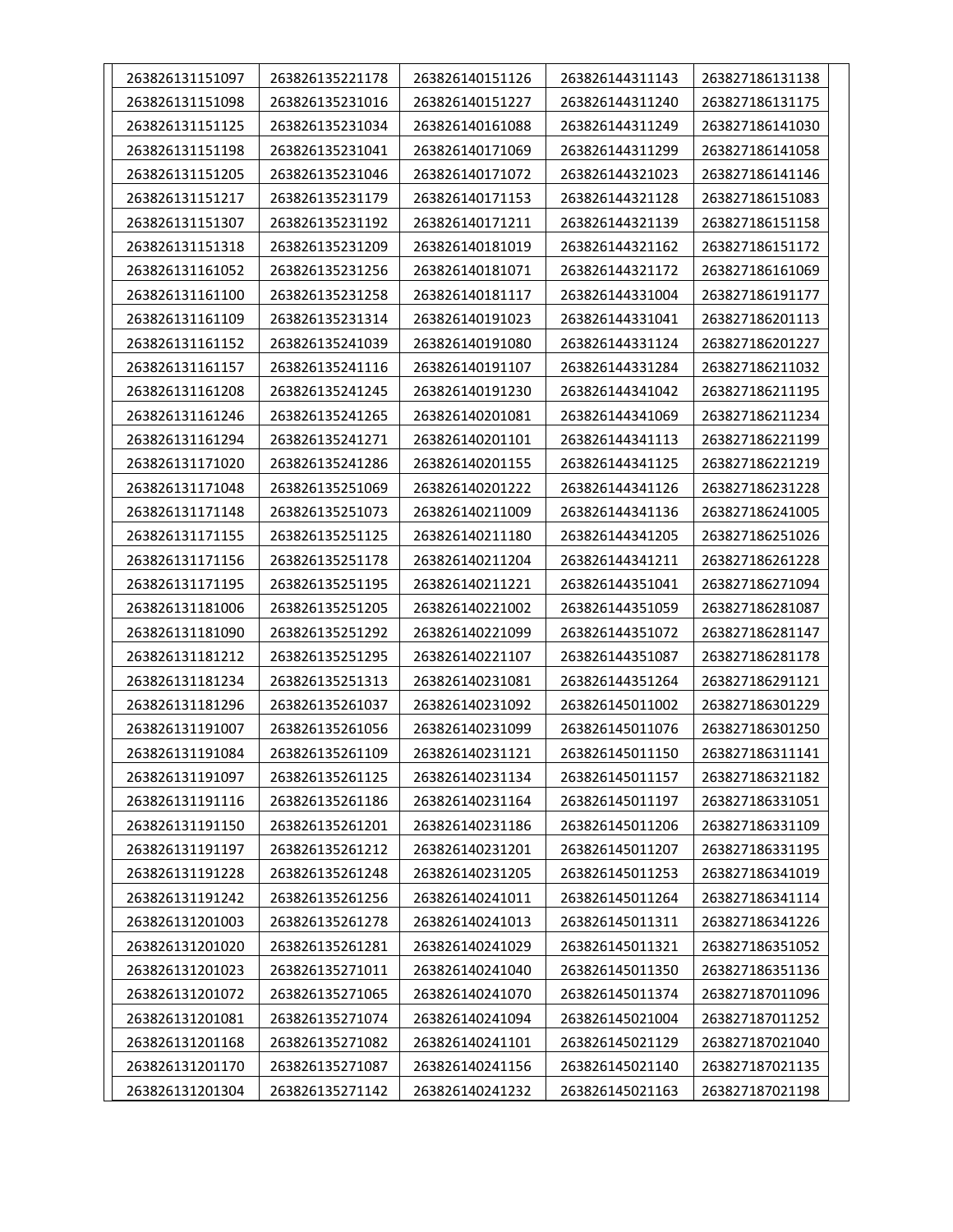| 263826131151097 | 263826135221178 | 263826140151126 | 263826144311143 | 263827186131138 |
|---|---|---|---|---|
| 263826131151098 | 263826135231016 | 263826140151227 | 263826144311240 | 263827186131175 |
| 263826131151125 | 263826135231034 | 263826140161088 | 263826144311249 | 263827186141030 |
| 263826131151198 | 263826135231041 | 263826140171069 | 263826144311299 | 263827186141058 |
| 263826131151205 | 263826135231046 | 263826140171072 | 263826144321023 | 263827186141146 |
| 263826131151217 | 263826135231179 | 263826140171153 | 263826144321128 | 263827186151083 |
| 263826131151307 | 263826135231192 | 263826140171211 | 263826144321139 | 263827186151158 |
| 263826131151318 | 263826135231209 | 263826140181019 | 263826144321162 | 263827186151172 |
| 263826131161052 | 263826135231256 | 263826140181071 | 263826144321172 | 263827186161069 |
| 263826131161100 | 263826135231258 | 263826140181117 | 263826144331004 | 263827186191177 |
| 263826131161109 | 263826135231314 | 263826140191023 | 263826144331041 | 263827186201113 |
| 263826131161152 | 263826135241039 | 263826140191080 | 263826144331124 | 263827186201227 |
| 263826131161157 | 263826135241116 | 263826140191107 | 263826144331284 | 263827186211032 |
| 263826131161208 | 263826135241245 | 263826140191230 | 263826144341042 | 263827186211195 |
| 263826131161246 | 263826135241265 | 263826140201081 | 263826144341069 | 263827186211234 |
| 263826131161294 | 263826135241271 | 263826140201101 | 263826144341113 | 263827186221199 |
| 263826131171020 | 263826135241286 | 263826140201155 | 263826144341125 | 263827186221219 |
| 263826131171048 | 263826135251069 | 263826140201222 | 263826144341126 | 263827186231228 |
| 263826131171148 | 263826135251073 | 263826140211009 | 263826144341136 | 263827186241005 |
| 263826131171155 | 263826135251125 | 263826140211180 | 263826144341205 | 263827186251026 |
| 263826131171156 | 263826135251178 | 263826140211204 | 263826144341211 | 263827186261228 |
| 263826131171195 | 263826135251195 | 263826140211221 | 263826144351041 | 263827186271094 |
| 263826131181006 | 263826135251205 | 263826140221002 | 263826144351059 | 263827186281087 |
| 263826131181090 | 263826135251292 | 263826140221099 | 263826144351072 | 263827186281147 |
| 263826131181212 | 263826135251295 | 263826140221107 | 263826144351087 | 263827186281178 |
| 263826131181234 | 263826135251313 | 263826140231081 | 263826144351264 | 263827186291121 |
| 263826131181296 | 263826135261037 | 263826140231092 | 263826145011002 | 263827186301229 |
| 263826131191007 | 263826135261056 | 263826140231099 | 263826145011076 | 263827186301250 |
| 263826131191084 | 263826135261109 | 263826140231121 | 263826145011150 | 263827186311141 |
| 263826131191097 | 263826135261125 | 263826140231134 | 263826145011157 | 263827186321182 |
| 263826131191116 | 263826135261186 | 263826140231164 | 263826145011197 | 263827186331051 |
| 263826131191150 | 263826135261201 | 263826140231186 | 263826145011206 | 263827186331109 |
| 263826131191197 | 263826135261212 | 263826140231201 | 263826145011207 | 263827186331195 |
| 263826131191228 | 263826135261248 | 263826140231205 | 263826145011253 | 263827186341019 |
| 263826131191242 | 263826135261256 | 263826140241011 | 263826145011264 | 263827186341114 |
| 263826131201003 | 263826135261278 | 263826140241013 | 263826145011311 | 263827186341226 |
| 263826131201020 | 263826135261281 | 263826140241029 | 263826145011321 | 263827186351052 |
| 263826131201023 | 263826135271011 | 263826140241040 | 263826145011350 | 263827186351136 |
| 263826131201072 | 263826135271065 | 263826140241070 | 263826145011374 | 263827187011096 |
| 263826131201081 | 263826135271074 | 263826140241094 | 263826145021004 | 263827187011252 |
| 263826131201168 | 263826135271082 | 263826140241101 | 263826145021129 | 263827187021040 |
| 263826131201170 | 263826135271087 | 263826140241156 | 263826145021140 | 263827187021135 |
| 263826131201304 | 263826135271142 | 263826140241232 | 263826145021163 | 263827187021198 |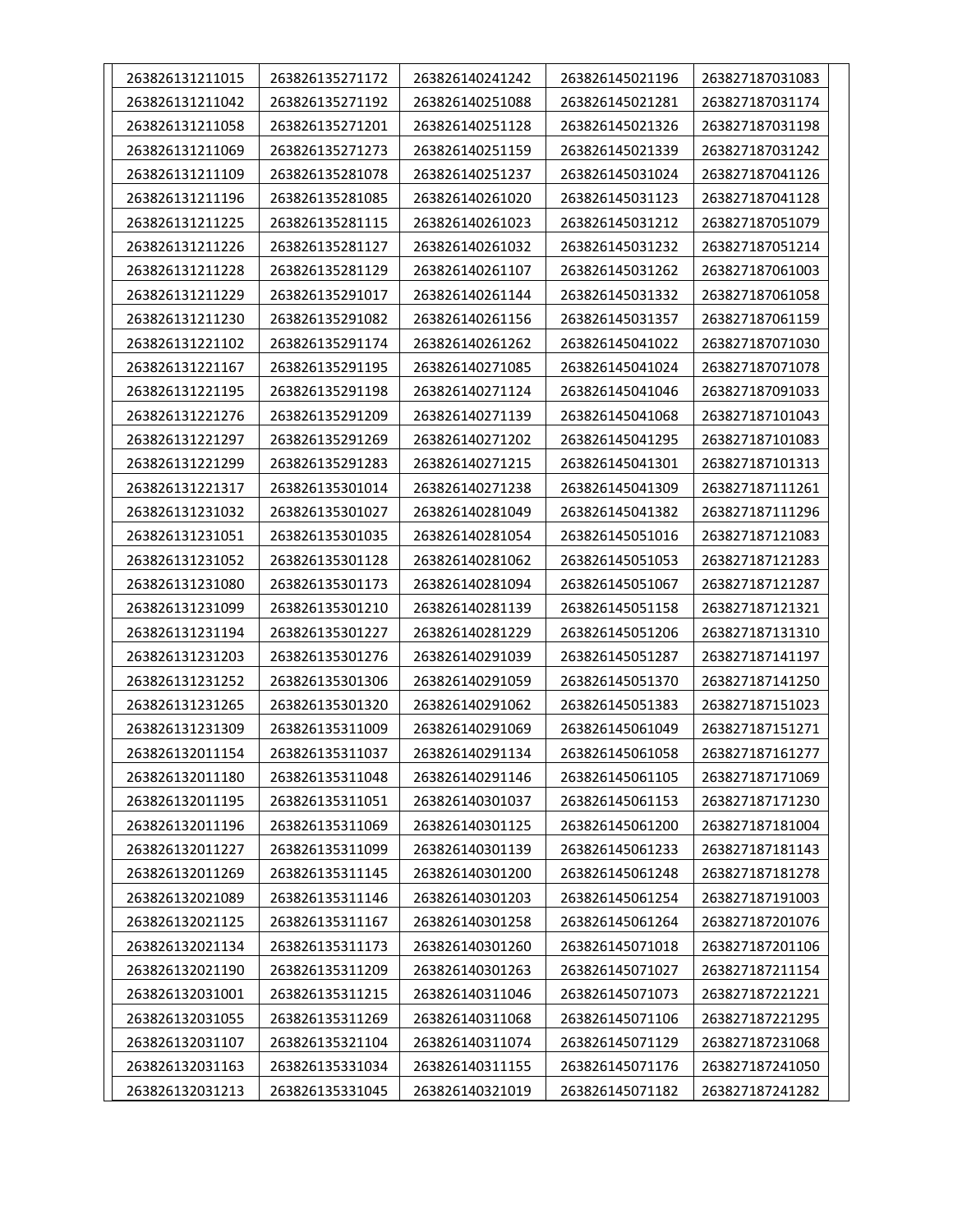| | | | | |
|---|---|---|---|---|
| 263826131211015 | 263826135271172 | 263826140241242 | 263826145021196 | 263827187031083 |
| 263826131211042 | 263826135271192 | 263826140251088 | 263826145021281 | 263827187031174 |
| 263826131211058 | 263826135271201 | 263826140251128 | 263826145021326 | 263827187031198 |
| 263826131211069 | 263826135271273 | 263826140251159 | 263826145021339 | 263827187031242 |
| 263826131211109 | 263826135281078 | 263826140251237 | 263826145031024 | 263827187041126 |
| 263826131211196 | 263826135281085 | 263826140261020 | 263826145031123 | 263827187041128 |
| 263826131211225 | 263826135281115 | 263826140261023 | 263826145031212 | 263827187051079 |
| 263826131211226 | 263826135281127 | 263826140261032 | 263826145031232 | 263827187051214 |
| 263826131211228 | 263826135281129 | 263826140261107 | 263826145031262 | 263827187061003 |
| 263826131211229 | 263826135291017 | 263826140261144 | 263826145031332 | 263827187061058 |
| 263826131211230 | 263826135291082 | 263826140261156 | 263826145031357 | 263827187061159 |
| 263826131221102 | 263826135291174 | 263826140261262 | 263826145041022 | 263827187071030 |
| 263826131221167 | 263826135291195 | 263826140271085 | 263826145041024 | 263827187071078 |
| 263826131221195 | 263826135291198 | 263826140271124 | 263826145041046 | 263827187091033 |
| 263826131221276 | 263826135291209 | 263826140271139 | 263826145041068 | 263827187101043 |
| 263826131221297 | 263826135291269 | 263826140271202 | 263826145041295 | 263827187101083 |
| 263826131221299 | 263826135291283 | 263826140271215 | 263826145041301 | 263827187101313 |
| 263826131221317 | 263826135301014 | 263826140271238 | 263826145041309 | 263827187111261 |
| 263826131231032 | 263826135301027 | 263826140281049 | 263826145041382 | 263827187111296 |
| 263826131231051 | 263826135301035 | 263826140281054 | 263826145051016 | 263827187121083 |
| 263826131231052 | 263826135301128 | 263826140281062 | 263826145051053 | 263827187121283 |
| 263826131231080 | 263826135301173 | 263826140281094 | 263826145051067 | 263827187121287 |
| 263826131231099 | 263826135301210 | 263826140281139 | 263826145051158 | 263827187121321 |
| 263826131231194 | 263826135301227 | 263826140281229 | 263826145051206 | 263827187131310 |
| 263826131231203 | 263826135301276 | 263826140291039 | 263826145051287 | 263827187141197 |
| 263826131231252 | 263826135301306 | 263826140291059 | 263826145051370 | 263827187141250 |
| 263826131231265 | 263826135301320 | 263826140291062 | 263826145051383 | 263827187151023 |
| 263826131231309 | 263826135311009 | 263826140291069 | 263826145061049 | 263827187151271 |
| 263826132011154 | 263826135311037 | 263826140291134 | 263826145061058 | 263827187161277 |
| 263826132011180 | 263826135311048 | 263826140291146 | 263826145061105 | 263827187171069 |
| 263826132011195 | 263826135311051 | 263826140301037 | 263826145061153 | 263827187171230 |
| 263826132011196 | 263826135311069 | 263826140301125 | 263826145061200 | 263827187181004 |
| 263826132011227 | 263826135311099 | 263826140301139 | 263826145061233 | 263827187181143 |
| 263826132011269 | 263826135311145 | 263826140301200 | 263826145061248 | 263827187181278 |
| 263826132021089 | 263826135311146 | 263826140301203 | 263826145061254 | 263827187191003 |
| 263826132021125 | 263826135311167 | 263826140301258 | 263826145061264 | 263827187201076 |
| 263826132021134 | 263826135311173 | 263826140301260 | 263826145071018 | 263827187201106 |
| 263826132021190 | 263826135311209 | 263826140301263 | 263826145071027 | 263827187211154 |
| 263826132031001 | 263826135311215 | 263826140311046 | 263826145071073 | 263827187221221 |
| 263826132031055 | 263826135311269 | 263826140311068 | 263826145071106 | 263827187221295 |
| 263826132031107 | 263826135321104 | 263826140311074 | 263826145071129 | 263827187231068 |
| 263826132031163 | 263826135331034 | 263826140311155 | 263826145071176 | 263827187241050 |
| 263826132031213 | 263826135331045 | 263826140321019 | 263826145071182 | 263827187241282 |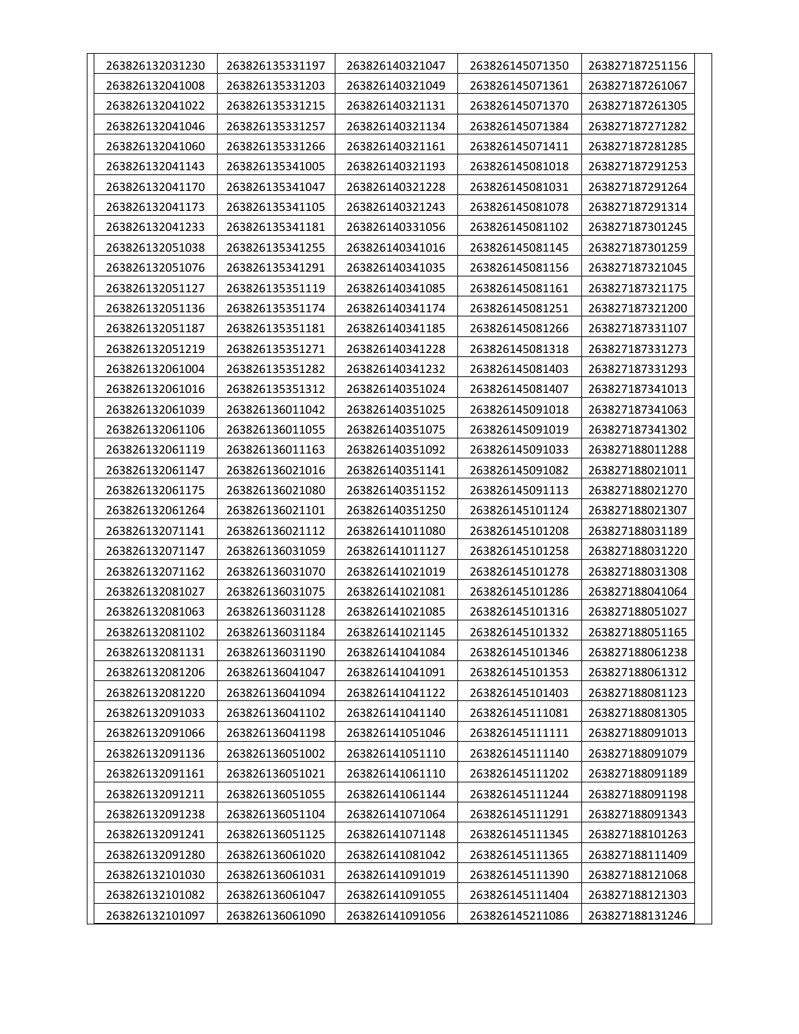| | | | | |
|---|---|---|---|---|
| 263826132031230 | 263826135331197 | 263826140321047 | 263826145071350 | 263827187251156 |
| 263826132041008 | 263826135331203 | 263826140321049 | 263826145071361 | 263827187261067 |
| 263826132041022 | 263826135331215 | 263826140321131 | 263826145071370 | 263827187261305 |
| 263826132041046 | 263826135331257 | 263826140321134 | 263826145071384 | 263827187271282 |
| 263826132041060 | 263826135331266 | 263826140321161 | 263826145071411 | 263827187281285 |
| 263826132041143 | 263826135341005 | 263826140321193 | 263826145081018 | 263827187291253 |
| 263826132041170 | 263826135341047 | 263826140321228 | 263826145081031 | 263827187291264 |
| 263826132041173 | 263826135341105 | 263826140321243 | 263826145081078 | 263827187291314 |
| 263826132041233 | 263826135341181 | 263826140331056 | 263826145081102 | 263827187301245 |
| 263826132051038 | 263826135341255 | 263826140341016 | 263826145081145 | 263827187301259 |
| 263826132051076 | 263826135341291 | 263826140341035 | 263826145081156 | 263827187321045 |
| 263826132051127 | 263826135351119 | 263826140341085 | 263826145081161 | 263827187321175 |
| 263826132051136 | 263826135351174 | 263826140341174 | 263826145081251 | 263827187321200 |
| 263826132051187 | 263826135351181 | 263826140341185 | 263826145081266 | 263827187331107 |
| 263826132051219 | 263826135351271 | 263826140341228 | 263826145081318 | 263827187331273 |
| 263826132061004 | 263826135351282 | 263826140341232 | 263826145081403 | 263827187331293 |
| 263826132061016 | 263826135351312 | 263826140351024 | 263826145081407 | 263827187341013 |
| 263826132061039 | 263826136011042 | 263826140351025 | 263826145091018 | 263827187341063 |
| 263826132061106 | 263826136011055 | 263826140351075 | 263826145091019 | 263827187341302 |
| 263826132061119 | 263826136011163 | 263826140351092 | 263826145091033 | 263827188011288 |
| 263826132061147 | 263826136021016 | 263826140351141 | 263826145091082 | 263827188021011 |
| 263826132061175 | 263826136021080 | 263826140351152 | 263826145091113 | 263827188021270 |
| 263826132061264 | 263826136021101 | 263826140351250 | 263826145101124 | 263827188021307 |
| 263826132071141 | 263826136021112 | 263826141011080 | 263826145101208 | 263827188031189 |
| 263826132071147 | 263826136031059 | 263826141011127 | 263826145101258 | 263827188031220 |
| 263826132071162 | 263826136031070 | 263826141021019 | 263826145101278 | 263827188031308 |
| 263826132081027 | 263826136031075 | 263826141021081 | 263826145101286 | 263827188041064 |
| 263826132081063 | 263826136031128 | 263826141021085 | 263826145101316 | 263827188051027 |
| 263826132081102 | 263826136031184 | 263826141021145 | 263826145101332 | 263827188051165 |
| 263826132081131 | 263826136031190 | 263826141041084 | 263826145101346 | 263827188061238 |
| 263826132081206 | 263826136041047 | 263826141041091 | 263826145101353 | 263827188061312 |
| 263826132081220 | 263826136041094 | 263826141041122 | 263826145101403 | 263827188081123 |
| 263826132091033 | 263826136041102 | 263826141041140 | 263826145111081 | 263827188081305 |
| 263826132091066 | 263826136041198 | 263826141051046 | 263826145111111 | 263827188091013 |
| 263826132091136 | 263826136051002 | 263826141051110 | 263826145111140 | 263827188091079 |
| 263826132091161 | 263826136051021 | 263826141061110 | 263826145111202 | 263827188091189 |
| 263826132091211 | 263826136051055 | 263826141061144 | 263826145111244 | 263827188091198 |
| 263826132091238 | 263826136051104 | 263826141071064 | 263826145111291 | 263827188091343 |
| 263826132091241 | 263826136051125 | 263826141071148 | 263826145111345 | 263827188101263 |
| 263826132091280 | 263826136061020 | 263826141081042 | 263826145111365 | 263827188111409 |
| 263826132101030 | 263826136061031 | 263826141091019 | 263826145111390 | 263827188121068 |
| 263826132101082 | 263826136061047 | 263826141091055 | 263826145111404 | 263827188121303 |
| 263826132101097 | 263826136061090 | 263826141091056 | 263826145211086 | 263827188131246 |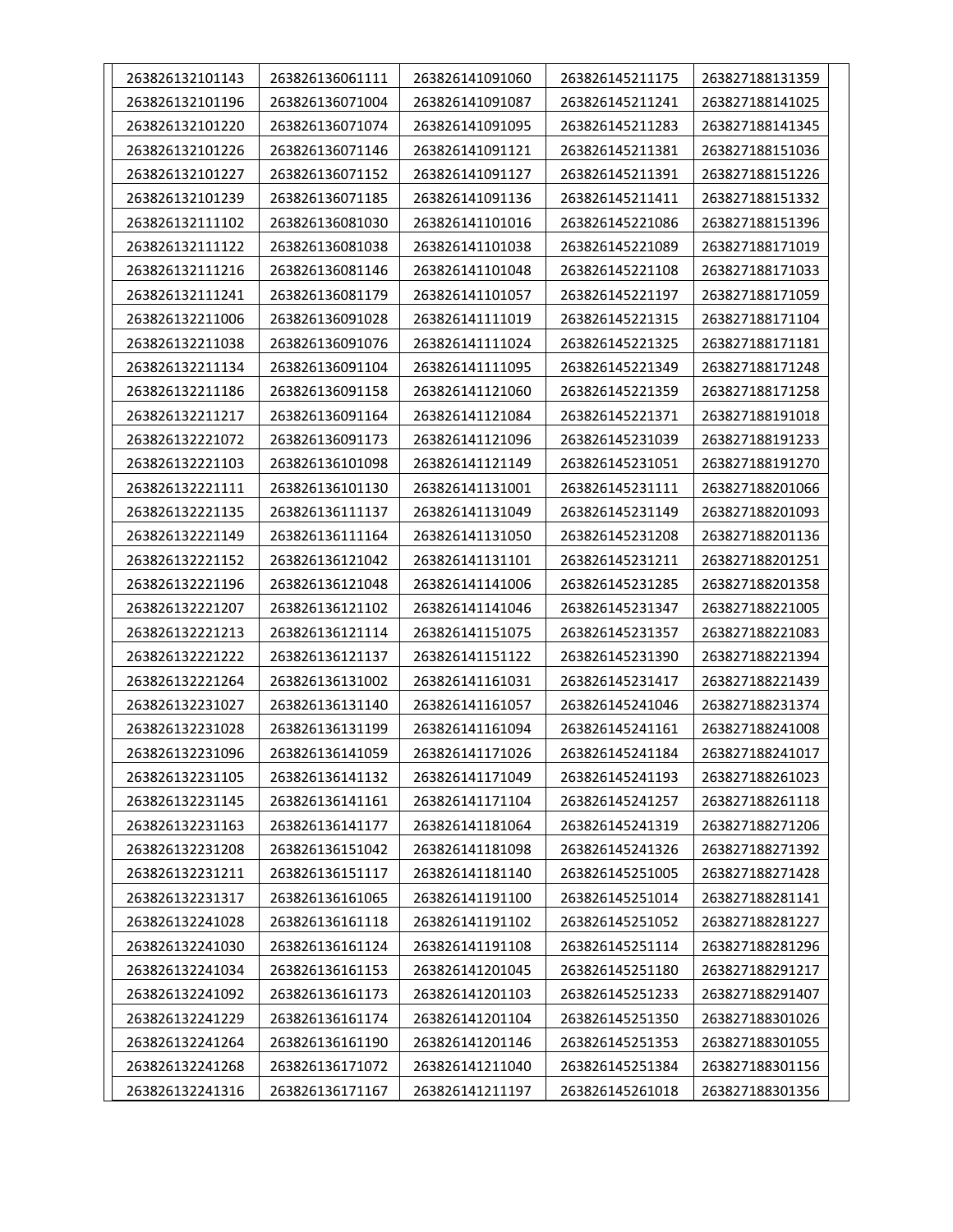| | | | | |
|---|---|---|---|---|
| 263826132101143 | 263826136061111 | 263826141091060 | 263826145211175 | 263827188131359 |
| 263826132101196 | 263826136071004 | 263826141091087 | 263826145211241 | 263827188141025 |
| 263826132101220 | 263826136071074 | 263826141091095 | 263826145211283 | 263827188141345 |
| 263826132101226 | 263826136071146 | 263826141091121 | 263826145211381 | 263827188151036 |
| 263826132101227 | 263826136071152 | 263826141091127 | 263826145211391 | 263827188151226 |
| 263826132101239 | 263826136071185 | 263826141091136 | 263826145211411 | 263827188151332 |
| 263826132111102 | 263826136081030 | 263826141101016 | 263826145221086 | 263827188151396 |
| 263826132111122 | 263826136081038 | 263826141101038 | 263826145221089 | 263827188171019 |
| 263826132111216 | 263826136081146 | 263826141101048 | 263826145221108 | 263827188171033 |
| 263826132111241 | 263826136081179 | 263826141101057 | 263826145221197 | 263827188171059 |
| 263826132211006 | 263826136091028 | 263826141111019 | 263826145221315 | 263827188171104 |
| 263826132211038 | 263826136091076 | 263826141111024 | 263826145221325 | 263827188171181 |
| 263826132211134 | 263826136091104 | 263826141111095 | 263826145221349 | 263827188171248 |
| 263826132211186 | 263826136091158 | 263826141121060 | 263826145221359 | 263827188171258 |
| 263826132211217 | 263826136091164 | 263826141121084 | 263826145221371 | 263827188191018 |
| 263826132221072 | 263826136091173 | 263826141121096 | 263826145231039 | 263827188191233 |
| 263826132221103 | 263826136101098 | 263826141121149 | 263826145231051 | 263827188191270 |
| 263826132221111 | 263826136101130 | 263826141131001 | 263826145231111 | 263827188201066 |
| 263826132221135 | 263826136111137 | 263826141131049 | 263826145231149 | 263827188201093 |
| 263826132221149 | 263826136111164 | 263826141131050 | 263826145231208 | 263827188201136 |
| 263826132221152 | 263826136121042 | 263826141131101 | 263826145231211 | 263827188201251 |
| 263826132221196 | 263826136121048 | 263826141141006 | 263826145231285 | 263827188201358 |
| 263826132221207 | 263826136121102 | 263826141141046 | 263826145231347 | 263827188221005 |
| 263826132221213 | 263826136121114 | 263826141151075 | 263826145231357 | 263827188221083 |
| 263826132221222 | 263826136121137 | 263826141151122 | 263826145231390 | 263827188221394 |
| 263826132221264 | 263826136131002 | 263826141161031 | 263826145231417 | 263827188221439 |
| 263826132231027 | 263826136131140 | 263826141161057 | 263826145241046 | 263827188231374 |
| 263826132231028 | 263826136131199 | 263826141161094 | 263826145241161 | 263827188241008 |
| 263826132231096 | 263826136141059 | 263826141171026 | 263826145241184 | 263827188241017 |
| 263826132231105 | 263826136141132 | 263826141171049 | 263826145241193 | 263827188261023 |
| 263826132231145 | 263826136141161 | 263826141171104 | 263826145241257 | 263827188261118 |
| 263826132231163 | 263826136141177 | 263826141181064 | 263826145241319 | 263827188271206 |
| 263826132231208 | 263826136151042 | 263826141181098 | 263826145241326 | 263827188271392 |
| 263826132231211 | 263826136151117 | 263826141181140 | 263826145251005 | 263827188271428 |
| 263826132231317 | 263826136161065 | 263826141191100 | 263826145251014 | 263827188281141 |
| 263826132241028 | 263826136161118 | 263826141191102 | 263826145251052 | 263827188281227 |
| 263826132241030 | 263826136161124 | 263826141191108 | 263826145251114 | 263827188281296 |
| 263826132241034 | 263826136161153 | 263826141201045 | 263826145251180 | 263827188291217 |
| 263826132241092 | 263826136161173 | 263826141201103 | 263826145251233 | 263827188291407 |
| 263826132241229 | 263826136161174 | 263826141201104 | 263826145251350 | 263827188301026 |
| 263826132241264 | 263826136161190 | 263826141201146 | 263826145251353 | 263827188301055 |
| 263826132241268 | 263826136171072 | 263826141211040 | 263826145251384 | 263827188301156 |
| 263826132241316 | 263826136171167 | 263826141211197 | 263826145261018 | 263827188301356 |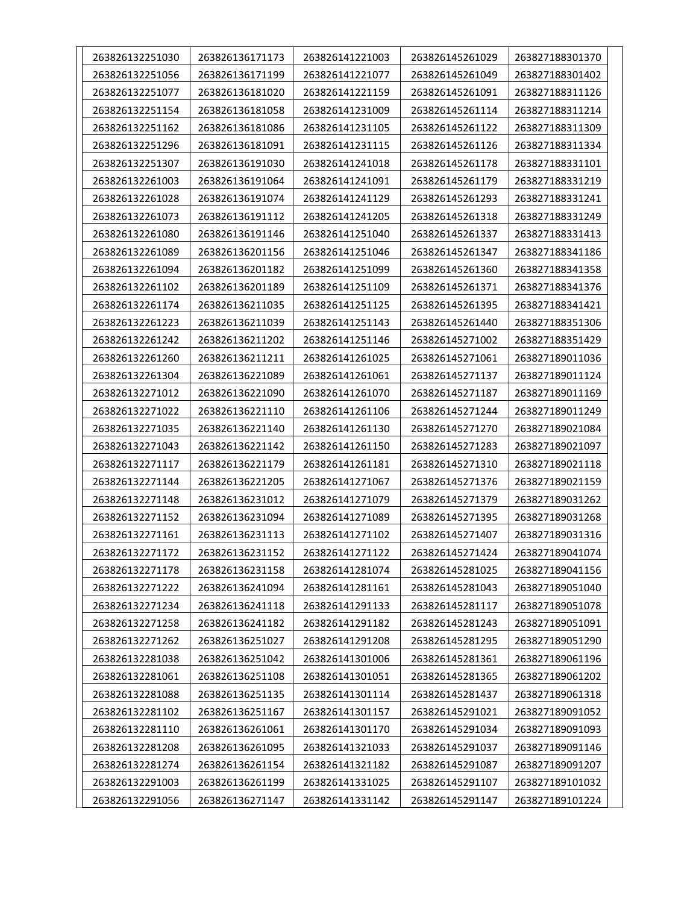| | | | | |
|---|---|---|---|---|
| 263826132251030 | 263826136171173 | 263826141221003 | 263826145261029 | 263827188301370 |
| 263826132251056 | 263826136171199 | 263826141221077 | 263826145261049 | 263827188301402 |
| 263826132251077 | 263826136181020 | 263826141221159 | 263826145261091 | 263827188311126 |
| 263826132251154 | 263826136181058 | 263826141231009 | 263826145261114 | 263827188311214 |
| 263826132251162 | 263826136181086 | 263826141231105 | 263826145261122 | 263827188311309 |
| 263826132251296 | 263826136181091 | 263826141231115 | 263826145261126 | 263827188311334 |
| 263826132251307 | 263826136191030 | 263826141241018 | 263826145261178 | 263827188331101 |
| 263826132261003 | 263826136191064 | 263826141241091 | 263826145261179 | 263827188331219 |
| 263826132261028 | 263826136191074 | 263826141241129 | 263826145261293 | 263827188331241 |
| 263826132261073 | 263826136191112 | 263826141241205 | 263826145261318 | 263827188331249 |
| 263826132261080 | 263826136191146 | 263826141251040 | 263826145261337 | 263827188331413 |
| 263826132261089 | 263826136201156 | 263826141251046 | 263826145261347 | 263827188341186 |
| 263826132261094 | 263826136201182 | 263826141251099 | 263826145261360 | 263827188341358 |
| 263826132261102 | 263826136201189 | 263826141251109 | 263826145261371 | 263827188341376 |
| 263826132261174 | 263826136211035 | 263826141251125 | 263826145261395 | 263827188341421 |
| 263826132261223 | 263826136211039 | 263826141251143 | 263826145261440 | 263827188351306 |
| 263826132261242 | 263826136211202 | 263826141251146 | 263826145271002 | 263827188351429 |
| 263826132261260 | 263826136211211 | 263826141261025 | 263826145271061 | 263827189011036 |
| 263826132261304 | 263826136221089 | 263826141261061 | 263826145271137 | 263827189011124 |
| 263826132271012 | 263826136221090 | 263826141261070 | 263826145271187 | 263827189011169 |
| 263826132271022 | 263826136221110 | 263826141261106 | 263826145271244 | 263827189011249 |
| 263826132271035 | 263826136221140 | 263826141261130 | 263826145271270 | 263827189021084 |
| 263826132271043 | 263826136221142 | 263826141261150 | 263826145271283 | 263827189021097 |
| 263826132271117 | 263826136221179 | 263826141261181 | 263826145271310 | 263827189021118 |
| 263826132271144 | 263826136221205 | 263826141271067 | 263826145271376 | 263827189021159 |
| 263826132271148 | 263826136231012 | 263826141271079 | 263826145271379 | 263827189031262 |
| 263826132271152 | 263826136231094 | 263826141271089 | 263826145271395 | 263827189031268 |
| 263826132271161 | 263826136231113 | 263826141271102 | 263826145271407 | 263827189031316 |
| 263826132271172 | 263826136231152 | 263826141271122 | 263826145271424 | 263827189041074 |
| 263826132271178 | 263826136231158 | 263826141281074 | 263826145281025 | 263827189041156 |
| 263826132271222 | 263826136241094 | 263826141281161 | 263826145281043 | 263827189051040 |
| 263826132271234 | 263826136241118 | 263826141291133 | 263826145281117 | 263827189051078 |
| 263826132271258 | 263826136241182 | 263826141291182 | 263826145281243 | 263827189051091 |
| 263826132271262 | 263826136251027 | 263826141291208 | 263826145281295 | 263827189051290 |
| 263826132281038 | 263826136251042 | 263826141301006 | 263826145281361 | 263827189061196 |
| 263826132281061 | 263826136251108 | 263826141301051 | 263826145281365 | 263827189061202 |
| 263826132281088 | 263826136251135 | 263826141301114 | 263826145281437 | 263827189061318 |
| 263826132281102 | 263826136251167 | 263826141301157 | 263826145291021 | 263827189091052 |
| 263826132281110 | 263826136261061 | 263826141301170 | 263826145291034 | 263827189091093 |
| 263826132281208 | 263826136261095 | 263826141321033 | 263826145291037 | 263827189091146 |
| 263826132281274 | 263826136261154 | 263826141321182 | 263826145291087 | 263827189091207 |
| 263826132291003 | 263826136261199 | 263826141331025 | 263826145291107 | 263827189101032 |
| 263826132291056 | 263826136271147 | 263826141331142 | 263826145291147 | 263827189101224 |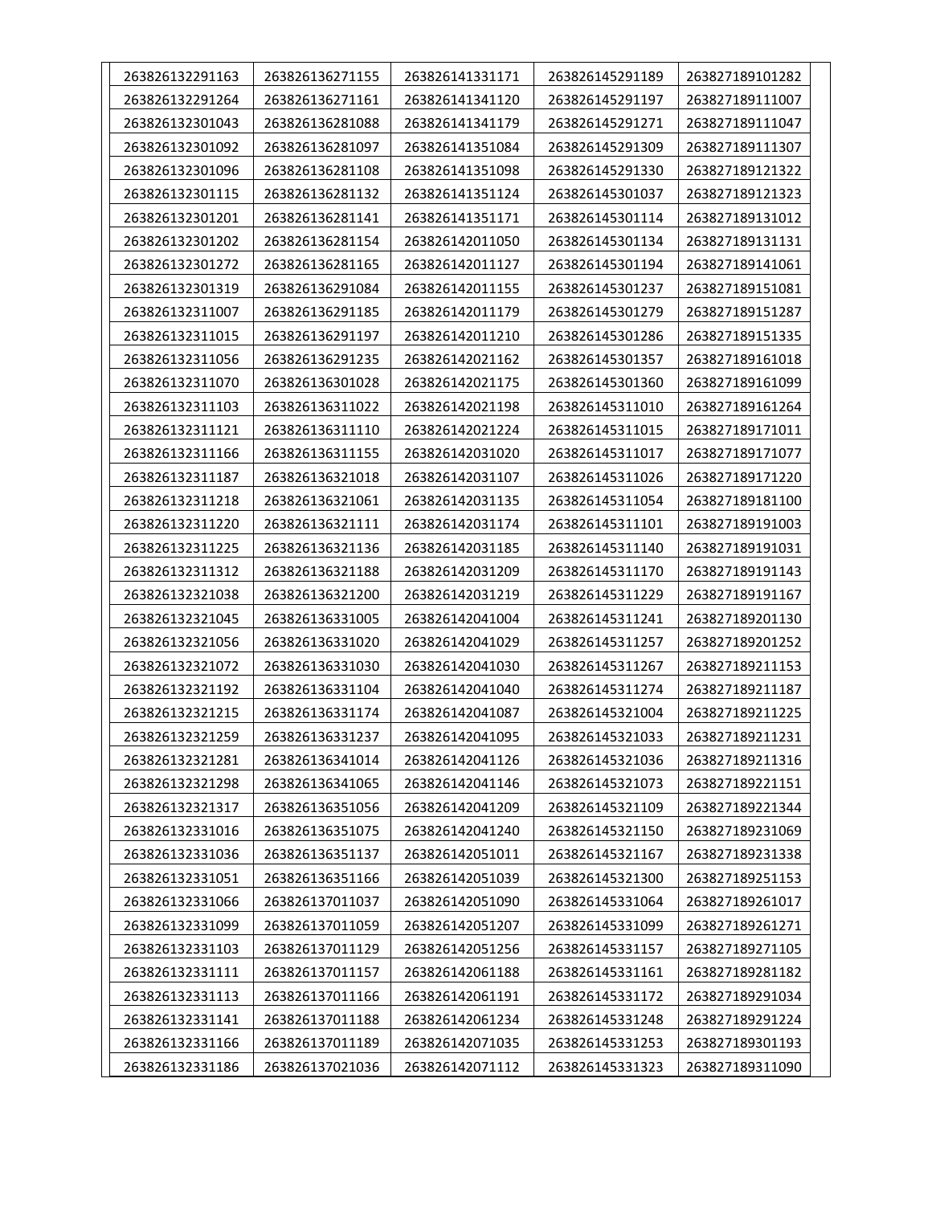| 263826132291163 | 263826136271155 | 263826141331171 | 263826145291189 | 263827189101282 |
|---|---|---|---|---|
| 263826132291264 | 263826136271161 | 263826141341120 | 263826145291197 | 263827189111007 |
| 263826132301043 | 263826136281088 | 263826141341179 | 263826145291271 | 263827189111047 |
| 263826132301092 | 263826136281097 | 263826141351084 | 263826145291309 | 263827189111307 |
| 263826132301096 | 263826136281108 | 263826141351098 | 263826145291330 | 263827189121322 |
| 263826132301115 | 263826136281132 | 263826141351124 | 263826145301037 | 263827189121323 |
| 263826132301201 | 263826136281141 | 263826141351171 | 263826145301114 | 263827189131012 |
| 263826132301202 | 263826136281154 | 263826142011050 | 263826145301134 | 263827189131131 |
| 263826132301272 | 263826136281165 | 263826142011127 | 263826145301194 | 263827189141061 |
| 263826132301319 | 263826136291084 | 263826142011155 | 263826145301237 | 263827189151081 |
| 263826132311007 | 263826136291185 | 263826142011179 | 263826145301279 | 263827189151287 |
| 263826132311015 | 263826136291197 | 263826142011210 | 263826145301286 | 263827189151335 |
| 263826132311056 | 263826136291235 | 263826142021162 | 263826145301357 | 263827189161018 |
| 263826132311070 | 263826136301028 | 263826142021175 | 263826145301360 | 263827189161099 |
| 263826132311103 | 263826136311022 | 263826142021198 | 263826145311010 | 263827189161264 |
| 263826132311121 | 263826136311110 | 263826142021224 | 263826145311015 | 263827189171011 |
| 263826132311166 | 263826136311155 | 263826142031020 | 263826145311017 | 263827189171077 |
| 263826132311187 | 263826136321018 | 263826142031107 | 263826145311026 | 263827189171220 |
| 263826132311218 | 263826136321061 | 263826142031135 | 263826145311054 | 263827189181100 |
| 263826132311220 | 263826136321111 | 263826142031174 | 263826145311101 | 263827189191003 |
| 263826132311225 | 263826136321136 | 263826142031185 | 263826145311140 | 263827189191031 |
| 263826132311312 | 263826136321188 | 263826142031209 | 263826145311170 | 263827189191143 |
| 263826132321038 | 263826136321200 | 263826142031219 | 263826145311229 | 263827189191167 |
| 263826132321045 | 263826136331005 | 263826142041004 | 263826145311241 | 263827189201130 |
| 263826132321056 | 263826136331020 | 263826142041029 | 263826145311257 | 263827189201252 |
| 263826132321072 | 263826136331030 | 263826142041030 | 263826145311267 | 263827189211153 |
| 263826132321192 | 263826136331104 | 263826142041040 | 263826145311274 | 263827189211187 |
| 263826132321215 | 263826136331174 | 263826142041087 | 263826145321004 | 263827189211225 |
| 263826132321259 | 263826136331237 | 263826142041095 | 263826145321033 | 263827189211231 |
| 263826132321281 | 263826136341014 | 263826142041126 | 263826145321036 | 263827189211316 |
| 263826132321298 | 263826136341065 | 263826142041146 | 263826145321073 | 263827189221151 |
| 263826132321317 | 263826136351056 | 263826142041209 | 263826145321109 | 263827189221344 |
| 263826132331016 | 263826136351075 | 263826142041240 | 263826145321150 | 263827189231069 |
| 263826132331036 | 263826136351137 | 263826142051011 | 263826145321167 | 263827189231338 |
| 263826132331051 | 263826136351166 | 263826142051039 | 263826145321300 | 263827189251153 |
| 263826132331066 | 263826137011037 | 263826142051090 | 263826145331064 | 263827189261017 |
| 263826132331099 | 263826137011059 | 263826142051207 | 263826145331099 | 263827189261271 |
| 263826132331103 | 263826137011129 | 263826142051256 | 263826145331157 | 263827189271105 |
| 263826132331111 | 263826137011157 | 263826142061188 | 263826145331161 | 263827189281182 |
| 263826132331113 | 263826137011166 | 263826142061191 | 263826145331172 | 263827189291034 |
| 263826132331141 | 263826137011188 | 263826142061234 | 263826145331248 | 263827189291224 |
| 263826132331166 | 263826137011189 | 263826142071035 | 263826145331253 | 263827189301193 |
| 263826132331186 | 263826137021036 | 263826142071112 | 263826145331323 | 263827189311090 |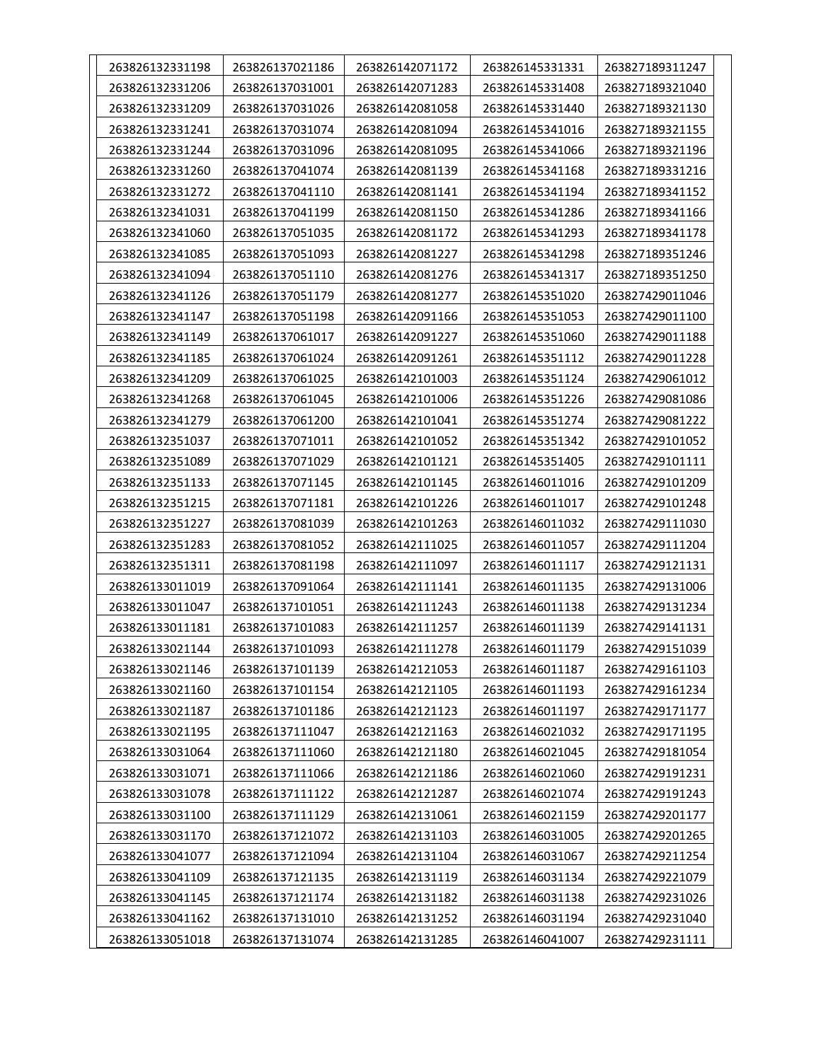| | | | | |
|---|---|---|---|---|
| 263826132331198 | 263826137021186 | 263826142071172 | 263826145331331 | 263827189311247 |
| 263826132331206 | 263826137031001 | 263826142071283 | 263826145331408 | 263827189321040 |
| 263826132331209 | 263826137031026 | 263826142081058 | 263826145331440 | 263827189321130 |
| 263826132331241 | 263826137031074 | 263826142081094 | 263826145341016 | 263827189321155 |
| 263826132331244 | 263826137031096 | 263826142081095 | 263826145341066 | 263827189321196 |
| 263826132331260 | 263826137041074 | 263826142081139 | 263826145341168 | 263827189331216 |
| 263826132331272 | 263826137041110 | 263826142081141 | 263826145341194 | 263827189341152 |
| 263826132341031 | 263826137041199 | 263826142081150 | 263826145341286 | 263827189341166 |
| 263826132341060 | 263826137051035 | 263826142081172 | 263826145341293 | 263827189341178 |
| 263826132341085 | 263826137051093 | 263826142081227 | 263826145341298 | 263827189351246 |
| 263826132341094 | 263826137051110 | 263826142081276 | 263826145341317 | 263827189351250 |
| 263826132341126 | 263826137051179 | 263826142081277 | 263826145351020 | 263827429011046 |
| 263826132341147 | 263826137051198 | 263826142091166 | 263826145351053 | 263827429011100 |
| 263826132341149 | 263826137061017 | 263826142091227 | 263826145351060 | 263827429011188 |
| 263826132341185 | 263826137061024 | 263826142091261 | 263826145351112 | 263827429011228 |
| 263826132341209 | 263826137061025 | 263826142101003 | 263826145351124 | 263827429061012 |
| 263826132341268 | 263826137061045 | 263826142101006 | 263826145351226 | 263827429081086 |
| 263826132341279 | 263826137061200 | 263826142101041 | 263826145351274 | 263827429081222 |
| 263826132351037 | 263826137071011 | 263826142101052 | 263826145351342 | 263827429101052 |
| 263826132351089 | 263826137071029 | 263826142101121 | 263826145351405 | 263827429101111 |
| 263826132351133 | 263826137071145 | 263826142101145 | 263826146011016 | 263827429101209 |
| 263826132351215 | 263826137071181 | 263826142101226 | 263826146011017 | 263827429101248 |
| 263826132351227 | 263826137081039 | 263826142101263 | 263826146011032 | 263827429111030 |
| 263826132351283 | 263826137081052 | 263826142111025 | 263826146011057 | 263827429111204 |
| 263826132351311 | 263826137081198 | 263826142111097 | 263826146011117 | 263827429121131 |
| 263826133011019 | 263826137091064 | 263826142111141 | 263826146011135 | 263827429131006 |
| 263826133011047 | 263826137101051 | 263826142111243 | 263826146011138 | 263827429131234 |
| 263826133011181 | 263826137101083 | 263826142111257 | 263826146011139 | 263827429141131 |
| 263826133021144 | 263826137101093 | 263826142111278 | 263826146011179 | 263827429151039 |
| 263826133021146 | 263826137101139 | 263826142121053 | 263826146011187 | 263827429161103 |
| 263826133021160 | 263826137101154 | 263826142121105 | 263826146011193 | 263827429161234 |
| 263826133021187 | 263826137101186 | 263826142121123 | 263826146011197 | 263827429171177 |
| 263826133021195 | 263826137111047 | 263826142121163 | 263826146021032 | 263827429171195 |
| 263826133031064 | 263826137111060 | 263826142121180 | 263826146021045 | 263827429181054 |
| 263826133031071 | 263826137111066 | 263826142121186 | 263826146021060 | 263827429191231 |
| 263826133031078 | 263826137111122 | 263826142121287 | 263826146021074 | 263827429191243 |
| 263826133031100 | 263826137111129 | 263826142131061 | 263826146021159 | 263827429201177 |
| 263826133031170 | 263826137121072 | 263826142131103 | 263826146031005 | 263827429201265 |
| 263826133041077 | 263826137121094 | 263826142131104 | 263826146031067 | 263827429211254 |
| 263826133041109 | 263826137121135 | 263826142131119 | 263826146031134 | 263827429221079 |
| 263826133041145 | 263826137121174 | 263826142131182 | 263826146031138 | 263827429231026 |
| 263826133041162 | 263826137131010 | 263826142131252 | 263826146031194 | 263827429231040 |
| 263826133051018 | 263826137131074 | 263826142131285 | 263826146041007 | 263827429231111 |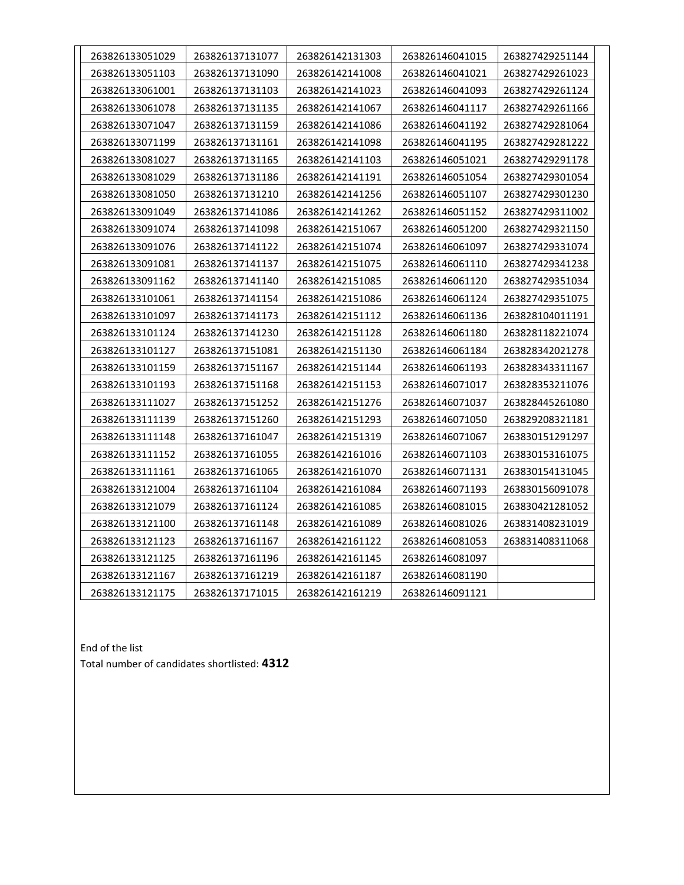| 263826133051029 | 263826137131077 | 263826142131303 | 263826146041015 | 263827429251144 |
|---|---|---|---|---|
| 263826133051103 | 263826137131090 | 263826142141008 | 263826146041021 | 263827429261023 |
| 263826133061001 | 263826137131103 | 263826142141023 | 263826146041093 | 263827429261124 |
| 263826133061078 | 263826137131135 | 263826142141067 | 263826146041117 | 263827429261166 |
| 263826133071047 | 263826137131159 | 263826142141086 | 263826146041192 | 263827429281064 |
| 263826133071199 | 263826137131161 | 263826142141098 | 263826146041195 | 263827429281222 |
| 263826133081027 | 263826137131165 | 263826142141103 | 263826146051021 | 263827429291178 |
| 263826133081029 | 263826137131186 | 263826142141191 | 263826146051054 | 263827429301054 |
| 263826133081050 | 263826137131210 | 263826142141256 | 263826146051107 | 263827429301230 |
| 263826133091049 | 263826137141086 | 263826142141262 | 263826146051152 | 263827429311002 |
| 263826133091074 | 263826137141098 | 263826142151067 | 263826146051200 | 263827429321150 |
| 263826133091076 | 263826137141122 | 263826142151074 | 263826146061097 | 263827429331074 |
| 263826133091081 | 263826137141137 | 263826142151075 | 263826146061110 | 263827429341238 |
| 263826133091162 | 263826137141140 | 263826142151085 | 263826146061120 | 263827429351034 |
| 263826133101061 | 263826137141154 | 263826142151086 | 263826146061124 | 263827429351075 |
| 263826133101097 | 263826137141173 | 263826142151112 | 263826146061136 | 263828104011191 |
| 263826133101124 | 263826137141230 | 263826142151128 | 263826146061180 | 263828118221074 |
| 263826133101127 | 263826137151081 | 263826142151130 | 263826146061184 | 263828342021278 |
| 263826133101159 | 263826137151167 | 263826142151144 | 263826146061193 | 263828343311167 |
| 263826133101193 | 263826137151168 | 263826142151153 | 263826146071017 | 263828353211076 |
| 263826133111027 | 263826137151252 | 263826142151276 | 263826146071037 | 263828445261080 |
| 263826133111139 | 263826137151260 | 263826142151293 | 263826146071050 | 263829208321181 |
| 263826133111148 | 263826137161047 | 263826142151319 | 263826146071067 | 263830151291297 |
| 263826133111152 | 263826137161055 | 263826142161016 | 263826146071103 | 263830153161075 |
| 263826133111161 | 263826137161065 | 263826142161070 | 263826146071131 | 263830154131045 |
| 263826133121004 | 263826137161104 | 263826142161084 | 263826146071193 | 263830156091078 |
| 263826133121079 | 263826137161124 | 263826142161085 | 263826146081015 | 263830421281052 |
| 263826133121100 | 263826137161148 | 263826142161089 | 263826146081026 | 263831408231019 |
| 263826133121123 | 263826137161167 | 263826142161122 | 263826146081053 | 263831408311068 |
| 263826133121125 | 263826137161196 | 263826142161145 | 263826146081097 | |
| 263826133121167 | 263826137161219 | 263826142161187 | 263826146081190 | |
| 263826133121175 | 263826137171015 | 263826142161219 | 263826146091121 | |

End of the list

Total number of candidates shortlisted: **4312**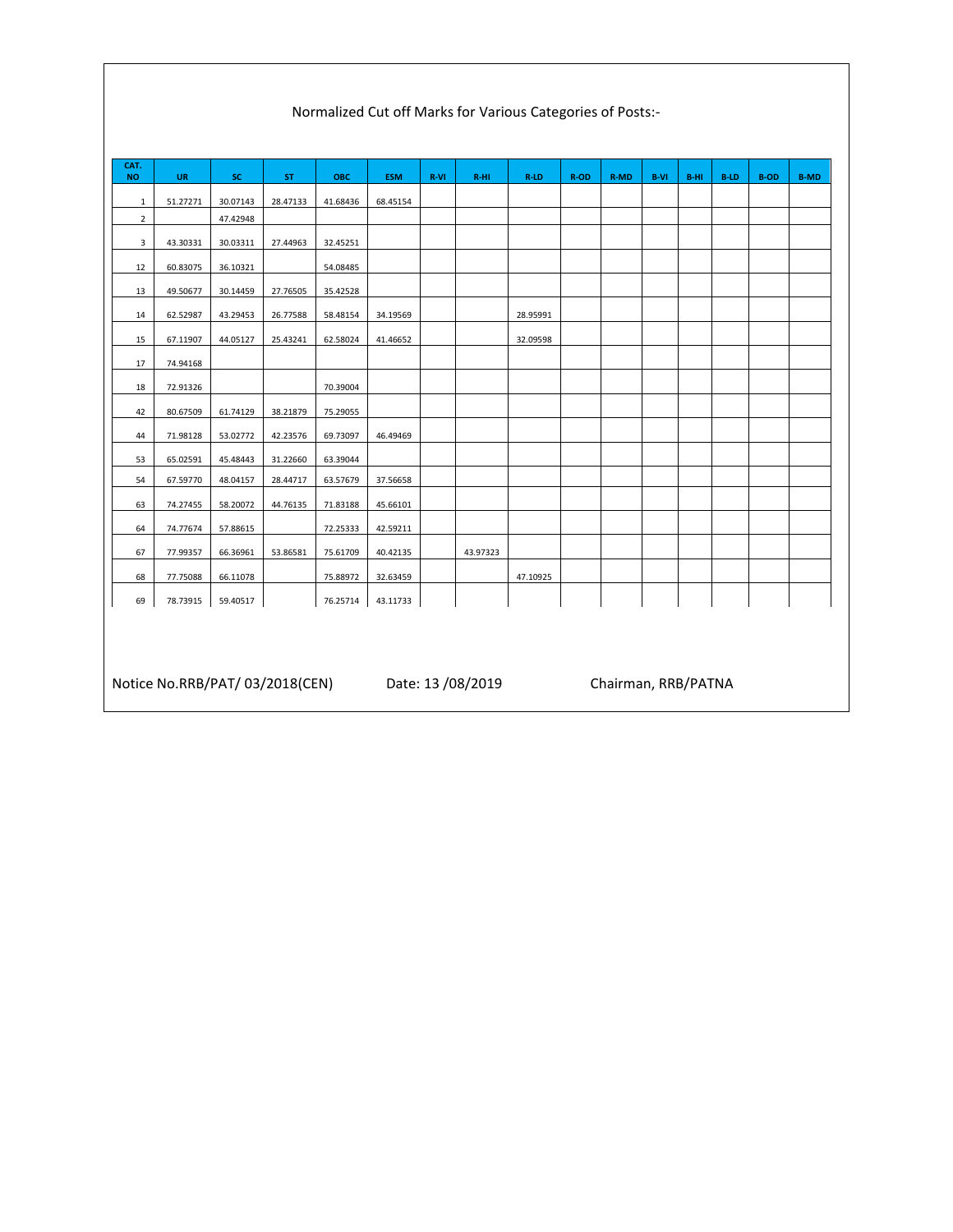Normalized Cut off Marks for Various Categories of Posts:-

| CAT. NO | UR | SC | ST | OBC | ESM | R-VI | R-HI | R-LD | R-OD | R-MD | B-VI | B-HI | B-LD | B-OD | B-MD |
|---|---|---|---|---|---|---|---|---|---|---|---|---|---|---|---|
| 1 | 51.27271 | 30.07143 | 28.47133 | 41.68436 | 68.45154 | | | | | | | | | | |
| 2 | | 47.42948 | | | | | | | | | | | | | |
| 3 | 43.30331 | 30.03311 | 27.44963 | 32.45251 | | | | | | | | | | | |
| 12 | 60.83075 | 36.10321 | | 54.08485 | | | | | | | | | | | |
| 13 | 49.50677 | 30.14459 | 27.76505 | 35.42528 | | | | | | | | | | | |
| 14 | 62.52987 | 43.29453 | 26.77588 | 58.48154 | 34.19569 | | | 28.95991 | | | | | | | |
| 15 | 67.11907 | 44.05127 | 25.43241 | 62.58024 | 41.46652 | | | 32.09598 | | | | | | | |
| 17 | 74.94168 | | | | | | | | | | | | | | |
| 18 | 72.91326 | | | 70.39004 | | | | | | | | | | | |
| 42 | 80.67509 | 61.74129 | 38.21879 | 75.29055 | | | | | | | | | | | |
| 44 | 71.98128 | 53.02772 | 42.23576 | 69.73097 | 46.49469 | | | | | | | | | | |
| 53 | 65.02591 | 45.48443 | 31.22660 | 63.39044 | | | | | | | | | | | |
| 54 | 67.59770 | 48.04157 | 28.44717 | 63.57679 | 37.56658 | | | | | | | | | | |
| 63 | 74.27455 | 58.20072 | 44.76135 | 71.83188 | 45.66101 | | | | | | | | | | |
| 64 | 74.77674 | 57.88615 | | 72.25333 | 42.59211 | | | | | | | | | | |
| 67 | 77.99357 | 66.36961 | 53.86581 | 75.61709 | 40.42135 | | 43.97323 | | | | | | | | |
| 68 | 77.75088 | 66.11078 | | 75.88972 | 32.63459 | | | 47.10925 | | | | | | | |
| 69 | 78.73915 | 59.40517 | | 76.25714 | 43.11733 | | | | | | | | | | |

Notice No.RRB/PAT/ 03/2018(CEN) Date: 13 /08/2019 Chairman, RRB/PATNA